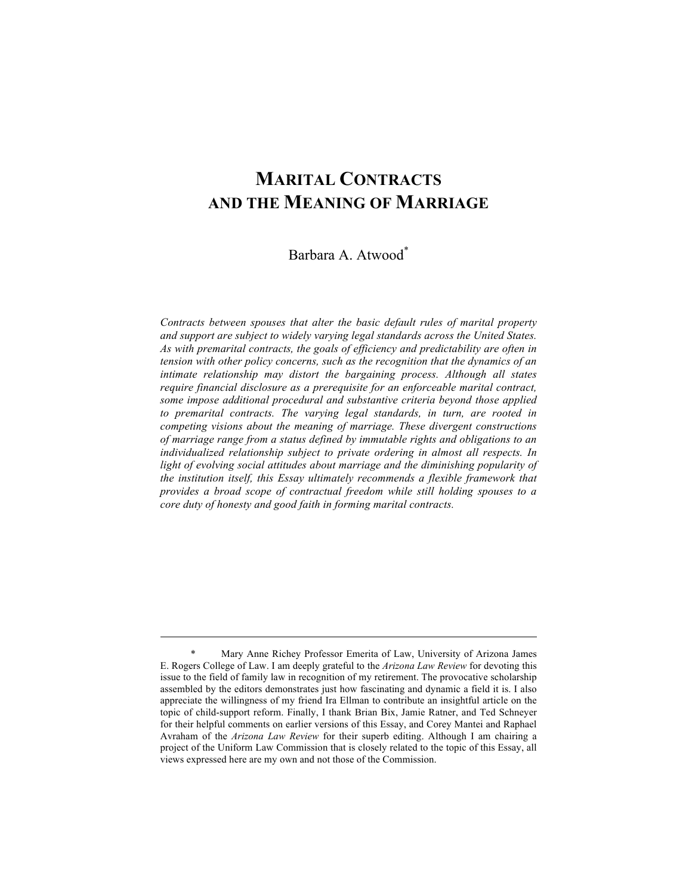# MARITAL CONTRACTS AND THE MEANING OF MARRIAGE

Barbara A. Atwood*

*Contracts between spouses that alter the basic default rules of marital property and support are subject to widely varying legal standards across the United States. As with premarital contracts, the goals of efficiency and predictability are often in tension with other policy concerns, such as the recognition that the dynamics of an intimate relationship may distort the bargaining process. Although all states require financial disclosure as a prerequisite for an enforceable marital contract, some impose additional procedural and substantive criteria beyond those applied to premarital contracts. The varying legal standards, in turn, are rooted in competing visions about the meaning of marriage. These divergent constructions of marriage range from a status defined by immutable rights and obligations to an individualized relationship subject to private ordering in almost all respects. In light of evolving social attitudes about marriage and the diminishing popularity of the institution itself, this Essay ultimately recommends a flexible framework that provides a broad scope of contractual freedom while still holding spouses to a core duty of honesty and good faith in forming marital contracts.*

---

\* Mary Anne Richey Professor Emerita of Law, University of Arizona James E. Rogers College of Law. I am deeply grateful to the *Arizona Law Review* for devoting this issue to the field of family law in recognition of my retirement. The provocative scholarship assembled by the editors demonstrates just how fascinating and dynamic a field it is. I also appreciate the willingness of my friend Ira Ellman to contribute an insightful article on the topic of child-support reform. Finally, I thank Brian Bix, Jamie Ratner, and Ted Schneyer for their helpful comments on earlier versions of this Essay, and Corey Mantei and Raphael Avraham of the *Arizona Law Review* for their superb editing. Although I am chairing a project of the Uniform Law Commission that is closely related to the topic of this Essay, all views expressed here are my own and not those of the Commission.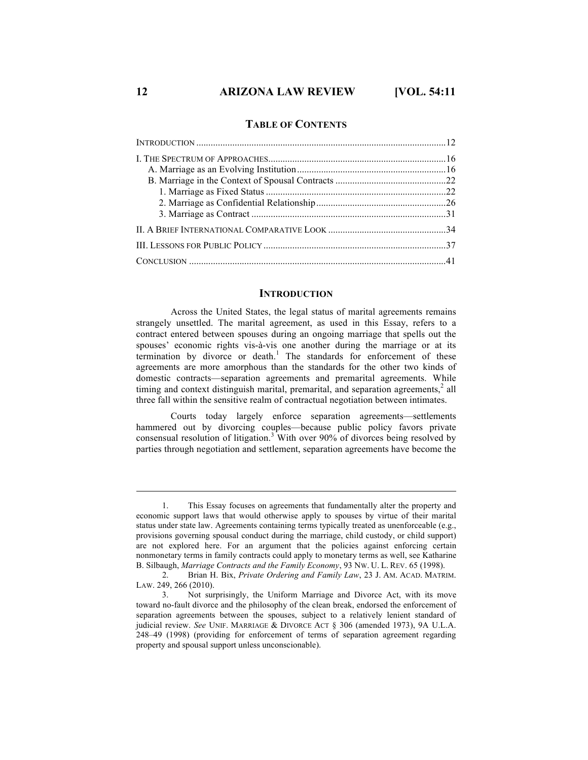## TABLE OF CONTENTS

INTRODUCTION ....................................................................................................12

I. THE SPECTRUM OF APPROACHES.........................................................................16
   A. Marriage as an Evolving Institution.............................................................16
   B. Marriage in the Context of Spousal Contracts ..............................................22
      1. Marriage as Fixed Status ..........................................................................22
      2. Marriage as Confidential Relationship......................................................26
      3. Marriage as Contract ................................................................................31

II. A BRIEF INTERNATIONAL COMPARATIVE LOOK .................................................34

III. LESSONS FOR PUBLIC POLICY ...........................................................................37

CONCLUSION ..........................................................................................................41

## INTRODUCTION

Across the United States, the legal status of marital agreements remains strangely unsettled. The marital agreement, as used in this Essay, refers to a contract entered between spouses during an ongoing marriage that spells out the spouses' economic rights vis-à-vis one another during the marriage or at its termination by divorce or death.[1] The standards for enforcement of these agreements are more amorphous than the standards for the other two kinds of domestic contracts—separation agreements and premarital agreements. While timing and context distinguish marital, premarital, and separation agreements,[2] all three fall within the sensitive realm of contractual negotiation between intimates.

Courts today largely enforce separation agreements—settlements hammered out by divorcing couples—because public policy favors private consensual resolution of litigation.[3] With over 90% of divorces being resolved by parties through negotiation and settlement, separation agreements have become the

---

1. This Essay focuses on agreements that fundamentally alter the property and economic support laws that would otherwise apply to spouses by virtue of their marital status under state law. Agreements containing terms typically treated as unenforceable (e.g., provisions governing spousal conduct during the marriage, child custody, or child support) are not explored here. For an argument that the policies against enforcing certain nonmonetary terms in family contracts could apply to monetary terms as well, see Katharine B. Silbaugh, *Marriage Contracts and the Family Economy*, 93 NW. U. L. REV. 65 (1998).

2. Brian H. Bix, *Private Ordering and Family Law*, 23 J. AM. ACAD. MATRIM. LAW. 249, 266 (2010).

3. Not surprisingly, the Uniform Marriage and Divorce Act, with its move toward no-fault divorce and the philosophy of the clean break, endorsed the enforcement of separation agreements between the spouses, subject to a relatively lenient standard of judicial review. *See* UNIF. MARRIAGE & DIVORCE ACT § 306 (amended 1973), 9A U.L.A. 248–49 (1998) (providing for enforcement of terms of separation agreement regarding property and spousal support unless unconscionable).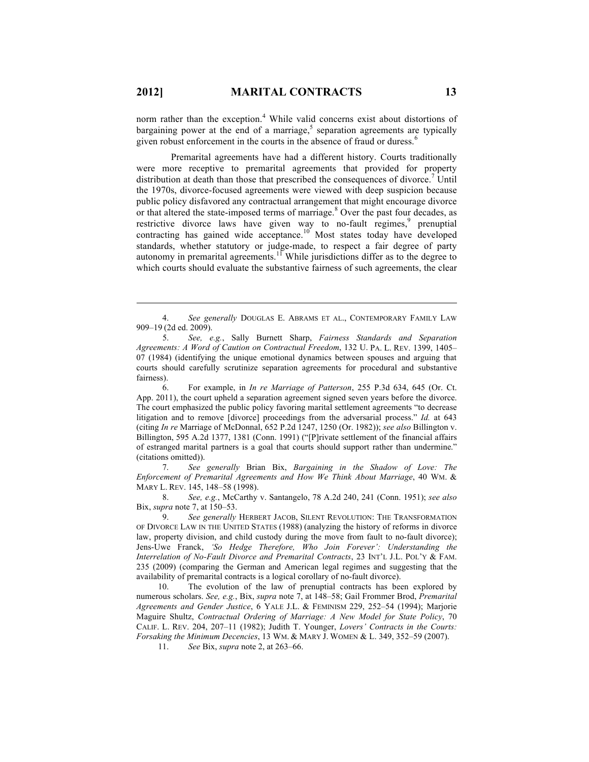norm rather than the exception.[4] While valid concerns exist about distortions of bargaining power at the end of a marriage,[5] separation agreements are typically given robust enforcement in the courts in the absence of fraud or duress.[6]

Premarital agreements have had a different history. Courts traditionally were more receptive to premarital agreements that provided for property distribution at death than those that prescribed the consequences of divorce.[7] Until the 1970s, divorce-focused agreements were viewed with deep suspicion because public policy disfavored any contractual arrangement that might encourage divorce or that altered the state-imposed terms of marriage.[8] Over the past four decades, as restrictive divorce laws have given way to no-fault regimes,[9] prenuptial contracting has gained wide acceptance.[10] Most states today have developed standards, whether statutory or judge-made, to respect a fair degree of party autonomy in premarital agreements.[11] While jurisdictions differ as to the degree to which courts should evaluate the substantive fairness of such agreements, the clear

---

4. *See generally* DOUGLAS E. ABRAMS ET AL., CONTEMPORARY FAMILY LAW 909–19 (2d ed. 2009).

5. *See, e.g.*, Sally Burnett Sharp, *Fairness Standards and Separation Agreements: A Word of Caution on Contractual Freedom*, 132 U. PA. L. REV. 1399, 1405–07 (1984) (identifying the unique emotional dynamics between spouses and arguing that courts should carefully scrutinize separation agreements for procedural and substantive fairness).

6. For example, in *In re Marriage of Patterson*, 255 P.3d 634, 645 (Or. Ct. App. 2011), the court upheld a separation agreement signed seven years before the divorce. The court emphasized the public policy favoring marital settlement agreements "to decrease litigation and to remove [divorce] proceedings from the adversarial process." *Id.* at 643 (citing *In re* Marriage of McDonnal, 652 P.2d 1247, 1250 (Or. 1982)); *see also* Billington v. Billington, 595 A.2d 1377, 1381 (Conn. 1991) ("[P]rivate settlement of the financial affairs of estranged marital partners is a goal that courts should support rather than undermine." (citations omitted)).

7. *See generally* Brian Bix, *Bargaining in the Shadow of Love: The Enforcement of Premarital Agreements and How We Think About Marriage*, 40 WM. & MARY L. REV. 145, 148–58 (1998).

8. *See, e.g.*, McCarthy v. Santangelo, 78 A.2d 240, 241 (Conn. 1951); *see also* Bix, *supra* note 7, at 150–53.

9. *See generally* HERBERT JACOB, SILENT REVOLUTION: THE TRANSFORMATION OF DIVORCE LAW IN THE UNITED STATES (1988) (analyzing the history of reforms in divorce law, property division, and child custody during the move from fault to no-fault divorce); Jens-Uwe Franck, *'So Hedge Therefore, Who Join Forever': Understanding the Interrelation of No-Fault Divorce and Premarital Contracts*, 23 INT'L J.L. POL'Y & FAM. 235 (2009) (comparing the German and American legal regimes and suggesting that the availability of premarital contracts is a logical corollary of no-fault divorce).

10. The evolution of the law of prenuptial contracts has been explored by numerous scholars. *See, e.g.*, Bix, *supra* note 7, at 148–58; Gail Frommer Brod, *Premarital Agreements and Gender Justice*, 6 YALE J.L. & FEMINISM 229, 252–54 (1994); Marjorie Maguire Shultz, *Contractual Ordering of Marriage: A New Model for State Policy*, 70 CALIF. L. REV. 204, 207–11 (1982); Judith T. Younger, *Lovers' Contracts in the Courts: Forsaking the Minimum Decencies*, 13 WM. & MARY J. WOMEN & L. 349, 352–59 (2007).

11. *See* Bix, *supra* note 2, at 263–66.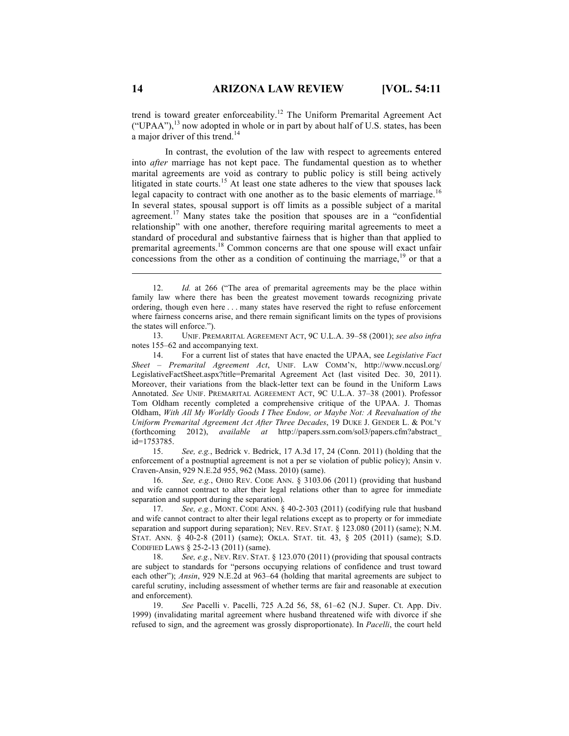trend is toward greater enforceability.[12] The Uniform Premarital Agreement Act ("UPAA"),[13] now adopted in whole or in part by about half of U.S. states, has been a major driver of this trend.[14]

In contrast, the evolution of the law with respect to agreements entered into *after* marriage has not kept pace. The fundamental question as to whether marital agreements are void as contrary to public policy is still being actively litigated in state courts.[15] At least one state adheres to the view that spouses lack legal capacity to contract with one another as to the basic elements of marriage.[16] In several states, spousal support is off limits as a possible subject of a marital agreement.[17] Many states take the position that spouses are in a "confidential relationship" with one another, therefore requiring marital agreements to meet a standard of procedural and substantive fairness that is higher than that applied to premarital agreements.[18] Common concerns are that one spouse will exact unfair concessions from the other as a condition of continuing the marriage,[19] or that a

---

12. *Id.* at 266 ("The area of premarital agreements may be the place within family law where there has been the greatest movement towards recognizing private ordering, though even here . . . many states have reserved the right to refuse enforcement where fairness concerns arise, and there remain significant limits on the types of provisions the states will enforce.").

13. UNIF. PREMARITAL AGREEMENT ACT, 9C U.L.A. 39–58 (2001); *see also infra* notes 155–62 and accompanying text.

14. For a current list of states that have enacted the UPAA, see *Legislative Fact Sheet – Premarital Agreement Act*, UNIF. LAW COMM'N, http://www.nccusl.org/LegislativeFactSheet.aspx?title=Premarital Agreement Act (last visited Dec. 30, 2011). Moreover, their variations from the black-letter text can be found in the Uniform Laws Annotated. *See* UNIF. PREMARITAL AGREEMENT ACT, 9C U.L.A. 37–38 (2001). Professor Tom Oldham recently completed a comprehensive critique of the UPAA. J. Thomas Oldham, *With All My Worldly Goods I Thee Endow, or Maybe Not: A Reevaluation of the Uniform Premarital Agreement Act After Three Decades*, 19 DUKE J. GENDER L. & POL'Y (forthcoming 2012), *available at* http://papers.ssrn.com/sol3/papers.cfm?abstract_id=1753785.

15. *See, e.g.*, Bedrick v. Bedrick, 17 A.3d 17, 24 (Conn. 2011) (holding that the enforcement of a postnuptial agreement is not a per se violation of public policy); Ansin v. Craven-Ansin, 929 N.E.2d 955, 962 (Mass. 2010) (same).

16. *See, e.g.*, OHIO REV. CODE ANN. § 3103.06 (2011) (providing that husband and wife cannot contract to alter their legal relations other than to agree for immediate separation and support during the separation).

17. *See, e.g.*, MONT. CODE ANN. § 40-2-303 (2011) (codifying rule that husband and wife cannot contract to alter their legal relations except as to property or for immediate separation and support during separation); NEV. REV. STAT. § 123.080 (2011) (same); N.M. STAT. ANN. § 40-2-8 (2011) (same); OKLA. STAT. tit. 43, § 205 (2011) (same); S.D. CODIFIED LAWS § 25-2-13 (2011) (same).

18. *See, e.g.*, NEV. REV. STAT. § 123.070 (2011) (providing that spousal contracts are subject to standards for "persons occupying relations of confidence and trust toward each other"); *Ansin*, 929 N.E.2d at 963–64 (holding that marital agreements are subject to careful scrutiny, including assessment of whether terms are fair and reasonable at execution and enforcement).

19. *See* Pacelli v. Pacelli, 725 A.2d 56, 58, 61–62 (N.J. Super. Ct. App. Div. 1999) (invalidating marital agreement where husband threatened wife with divorce if she refused to sign, and the agreement was grossly disproportionate). In *Pacelli*, the court held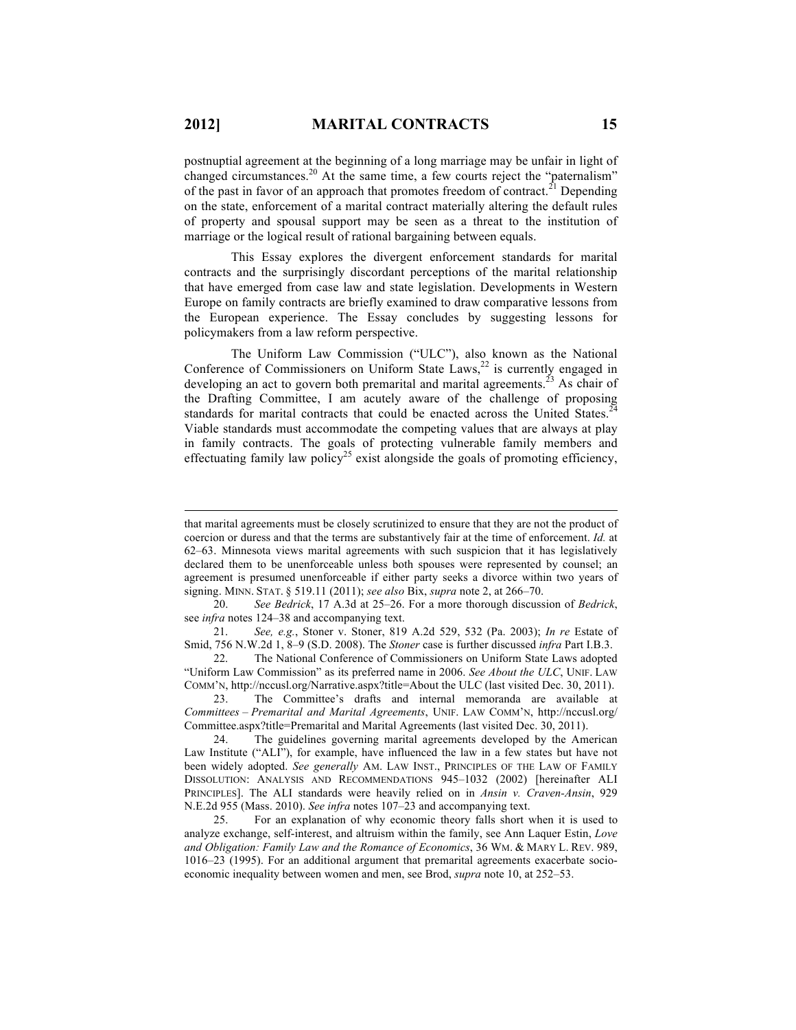postnuptial agreement at the beginning of a long marriage may be unfair in light of changed circumstances.[20] At the same time, a few courts reject the "paternalism" of the past in favor of an approach that promotes freedom of contract.[21] Depending on the state, enforcement of a marital contract materially altering the default rules of property and spousal support may be seen as a threat to the institution of marriage or the logical result of rational bargaining between equals.

This Essay explores the divergent enforcement standards for marital contracts and the surprisingly discordant perceptions of the marital relationship that have emerged from case law and state legislation. Developments in Western Europe on family contracts are briefly examined to draw comparative lessons from the European experience. The Essay concludes by suggesting lessons for policymakers from a law reform perspective.

The Uniform Law Commission ("ULC"), also known as the National Conference of Commissioners on Uniform State Laws,[22] is currently engaged in developing an act to govern both premarital and marital agreements.[23] As chair of the Drafting Committee, I am acutely aware of the challenge of proposing standards for marital contracts that could be enacted across the United States.[24] Viable standards must accommodate the competing values that are always at play in family contracts. The goals of protecting vulnerable family members and effectuating family law policy[25] exist alongside the goals of promoting efficiency,

---

that marital agreements must be closely scrutinized to ensure that they are not the product of coercion or duress and that the terms are substantively fair at the time of enforcement. *Id.* at 62–63. Minnesota views marital agreements with such suspicion that it has legislatively declared them to be unenforceable unless both spouses were represented by counsel; an agreement is presumed unenforceable if either party seeks a divorce within two years of signing. MINN. STAT. § 519.11 (2011); *see also* Bix, *supra* note 2, at 266–70.

20. *See Bedrick*, 17 A.3d at 25–26. For a more thorough discussion of *Bedrick*, see *infra* notes 124–38 and accompanying text.

21. *See, e.g.*, Stoner v. Stoner, 819 A.2d 529, 532 (Pa. 2003); *In re* Estate of Smid, 756 N.W.2d 1, 8–9 (S.D. 2008). The *Stoner* case is further discussed *infra* Part I.B.3.

22. The National Conference of Commissioners on Uniform State Laws adopted "Uniform Law Commission" as its preferred name in 2006. *See About the ULC*, UNIF. LAW COMM'N, http://nccusl.org/Narrative.aspx?title=About the ULC (last visited Dec. 30, 2011).

23. The Committee's drafts and internal memoranda are available at *Committees – Premarital and Marital Agreements*, UNIF. LAW COMM'N, http://nccusl.org/Committee.aspx?title=Premarital and Marital Agreements (last visited Dec. 30, 2011).

24. The guidelines governing marital agreements developed by the American Law Institute ("ALI"), for example, have influenced the law in a few states but have not been widely adopted. *See generally* AM. LAW INST., PRINCIPLES OF THE LAW OF FAMILY DISSOLUTION: ANALYSIS AND RECOMMENDATIONS 945–1032 (2002) [hereinafter ALI PRINCIPLES]. The ALI standards were heavily relied on in *Ansin v. Craven-Ansin*, 929 N.E.2d 955 (Mass. 2010). *See infra* notes 107–23 and accompanying text.

25. For an explanation of why economic theory falls short when it is used to analyze exchange, self-interest, and altruism within the family, see Ann Laquer Estin, *Love and Obligation: Family Law and the Romance of Economics*, 36 WM. & MARY L. REV. 989, 1016–23 (1995). For an additional argument that premarital agreements exacerbate socio-economic inequality between women and men, see Brod, *supra* note 10, at 252–53.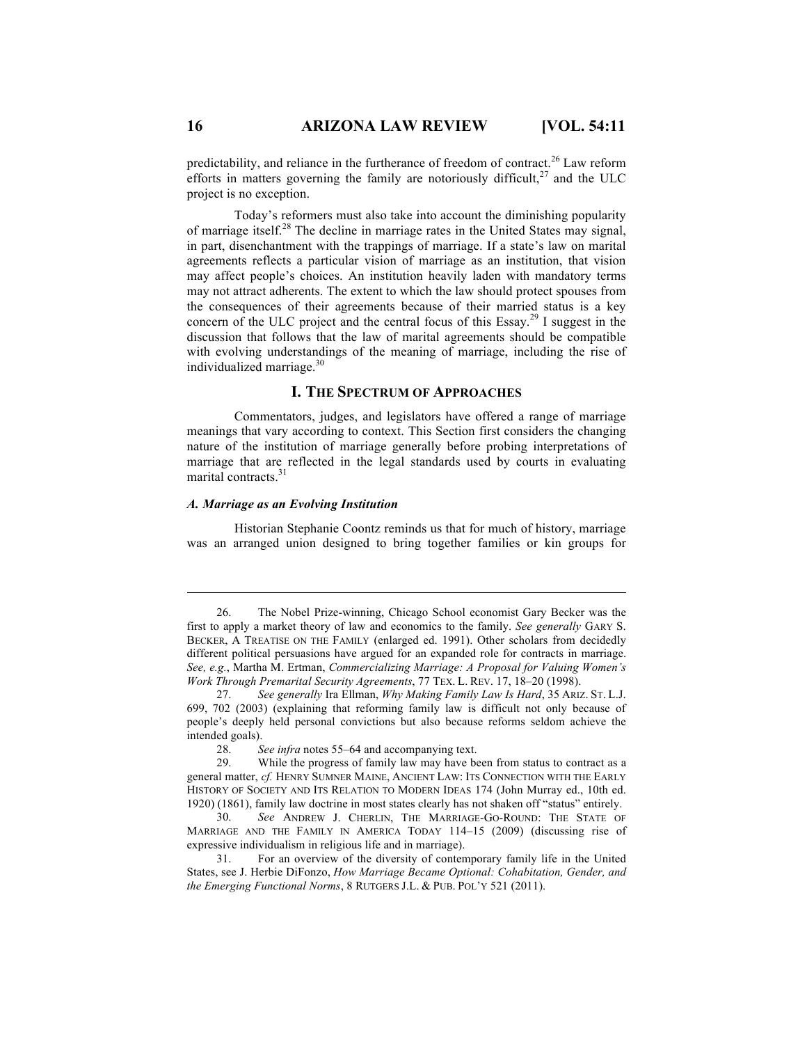predictability, and reliance in the furtherance of freedom of contract.[26] Law reform efforts in matters governing the family are notoriously difficult,[27] and the ULC project is no exception.

Today's reformers must also take into account the diminishing popularity of marriage itself.[28] The decline in marriage rates in the United States may signal, in part, disenchantment with the trappings of marriage. If a state's law on marital agreements reflects a particular vision of marriage as an institution, that vision may affect people's choices. An institution heavily laden with mandatory terms may not attract adherents. The extent to which the law should protect spouses from the consequences of their agreements because of their married status is a key concern of the ULC project and the central focus of this Essay.[29] I suggest in the discussion that follows that the law of marital agreements should be compatible with evolving understandings of the meaning of marriage, including the rise of individualized marriage.[30]

## I. The Spectrum of Approaches

Commentators, judges, and legislators have offered a range of marriage meanings that vary according to context. This Section first considers the changing nature of the institution of marriage generally before probing interpretations of marriage that are reflected in the legal standards used by courts in evaluating marital contracts.[31]

### *A. Marriage as an Evolving Institution*

Historian Stephanie Coontz reminds us that for much of history, marriage was an arranged union designed to bring together families or kin groups for

---

26. The Nobel Prize-winning, Chicago School economist Gary Becker was the first to apply a market theory of law and economics to the family. *See generally* GARY S. BECKER, A TREATISE ON THE FAMILY (enlarged ed. 1991). Other scholars from decidedly different political persuasions have argued for an expanded role for contracts in marriage. *See, e.g.*, Martha M. Ertman, *Commercializing Marriage: A Proposal for Valuing Women's Work Through Premarital Security Agreements*, 77 TEX. L. REV. 17, 18–20 (1998).

27. *See generally* Ira Ellman, *Why Making Family Law Is Hard*, 35 ARIZ. ST. L.J. 699, 702 (2003) (explaining that reforming family law is difficult not only because of people's deeply held personal convictions but also because reforms seldom achieve the intended goals).

28. *See infra* notes 55–64 and accompanying text.

29. While the progress of family law may have been from status to contract as a general matter, *cf.* HENRY SUMNER MAINE, ANCIENT LAW: ITS CONNECTION WITH THE EARLY HISTORY OF SOCIETY AND ITS RELATION TO MODERN IDEAS 174 (John Murray ed., 10th ed. 1920) (1861), family law doctrine in most states clearly has not shaken off "status" entirely.

30. *See* ANDREW J. CHERLIN, THE MARRIAGE-GO-ROUND: THE STATE OF MARRIAGE AND THE FAMILY IN AMERICA TODAY 114–15 (2009) (discussing rise of expressive individualism in religious life and in marriage).

31. For an overview of the diversity of contemporary family life in the United States, see J. Herbie DiFonzo, *How Marriage Became Optional: Cohabitation, Gender, and the Emerging Functional Norms*, 8 RUTGERS J.L. & PUB. POL'Y 521 (2011).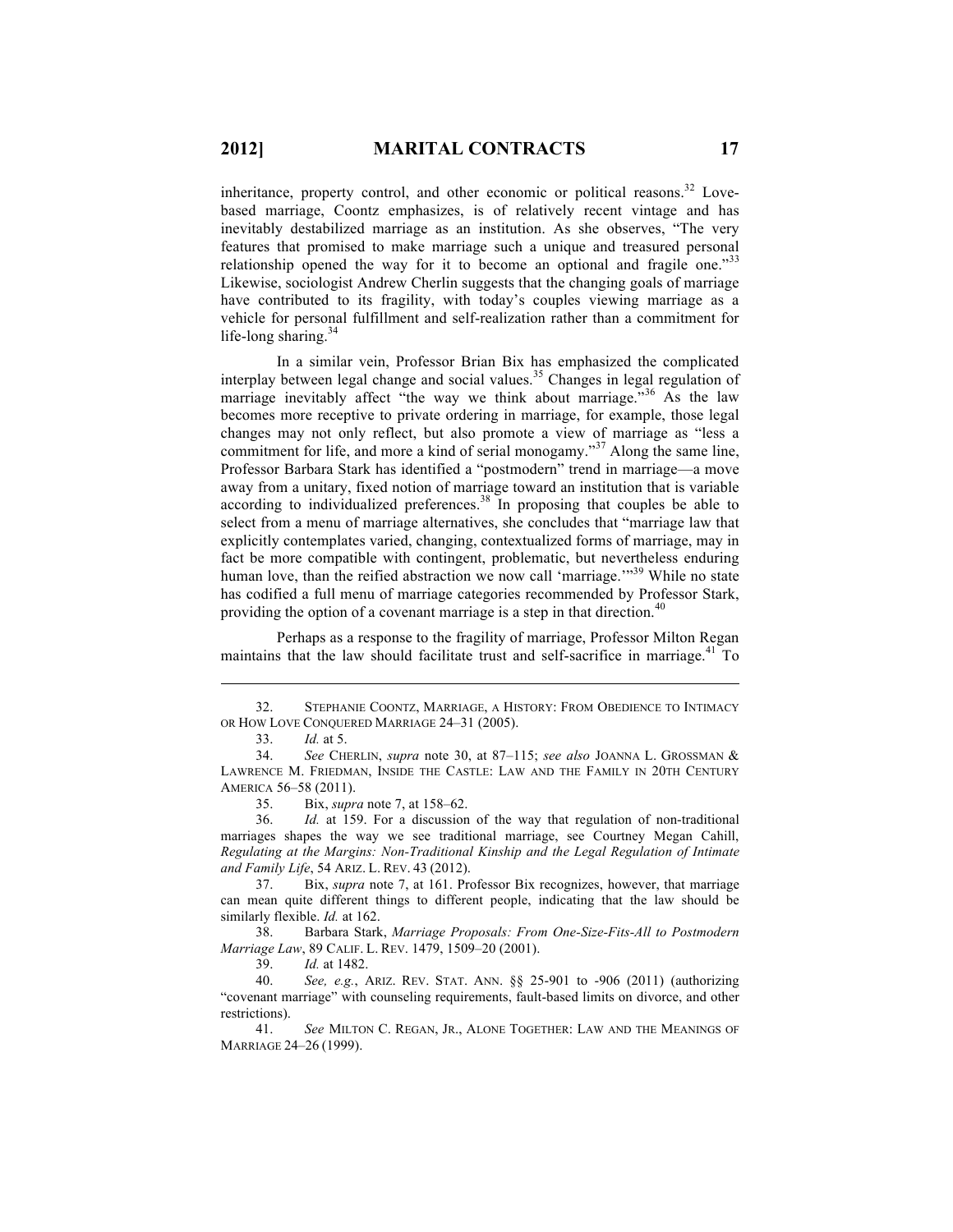inheritance, property control, and other economic or political reasons.[32] Love-based marriage, Coontz emphasizes, is of relatively recent vintage and has inevitably destabilized marriage as an institution. As she observes, "The very features that promised to make marriage such a unique and treasured personal relationship opened the way for it to become an optional and fragile one."[33] Likewise, sociologist Andrew Cherlin suggests that the changing goals of marriage have contributed to its fragility, with today's couples viewing marriage as a vehicle for personal fulfillment and self-realization rather than a commitment for life-long sharing.[34]

In a similar vein, Professor Brian Bix has emphasized the complicated interplay between legal change and social values.[35] Changes in legal regulation of marriage inevitably affect "the way we think about marriage."[36] As the law becomes more receptive to private ordering in marriage, for example, those legal changes may not only reflect, but also promote a view of marriage as "less a commitment for life, and more a kind of serial monogamy."[37] Along the same line, Professor Barbara Stark has identified a "postmodern" trend in marriage—a move away from a unitary, fixed notion of marriage toward an institution that is variable according to individualized preferences.[38] In proposing that couples be able to select from a menu of marriage alternatives, she concludes that "marriage law that explicitly contemplates varied, changing, contextualized forms of marriage, may in fact be more compatible with contingent, problematic, but nevertheless enduring human love, than the reified abstraction we now call 'marriage.'"[39] While no state has codified a full menu of marriage categories recommended by Professor Stark, providing the option of a covenant marriage is a step in that direction.[40]

Perhaps as a response to the fragility of marriage, Professor Milton Regan maintains that the law should facilitate trust and self-sacrifice in marriage.[41] To

---

32. STEPHANIE COONTZ, MARRIAGE, A HISTORY: FROM OBEDIENCE TO INTIMACY OR HOW LOVE CONQUERED MARRIAGE 24–31 (2005).

33. *Id.* at 5.

34. *See* CHERLIN, *supra* note 30, at 87–115; *see also* JOANNA L. GROSSMAN & LAWRENCE M. FRIEDMAN, INSIDE THE CASTLE: LAW AND THE FAMILY IN 20TH CENTURY AMERICA 56–58 (2011).

35. Bix, *supra* note 7, at 158–62.

36. *Id.* at 159. For a discussion of the way that regulation of non-traditional marriages shapes the way we see traditional marriage, see Courtney Megan Cahill, *Regulating at the Margins: Non-Traditional Kinship and the Legal Regulation of Intimate and Family Life*, 54 ARIZ. L. REV. 43 (2012).

37. Bix, *supra* note 7, at 161. Professor Bix recognizes, however, that marriage can mean quite different things to different people, indicating that the law should be similarly flexible. *Id.* at 162.

38. Barbara Stark, *Marriage Proposals: From One-Size-Fits-All to Postmodern Marriage Law*, 89 CALIF. L. REV. 1479, 1509–20 (2001).

39. *Id.* at 1482.

40. *See, e.g.*, ARIZ. REV. STAT. ANN. §§ 25-901 to -906 (2011) (authorizing "covenant marriage" with counseling requirements, fault-based limits on divorce, and other restrictions).

41. *See* MILTON C. REGAN, JR., ALONE TOGETHER: LAW AND THE MEANINGS OF MARRIAGE 24–26 (1999).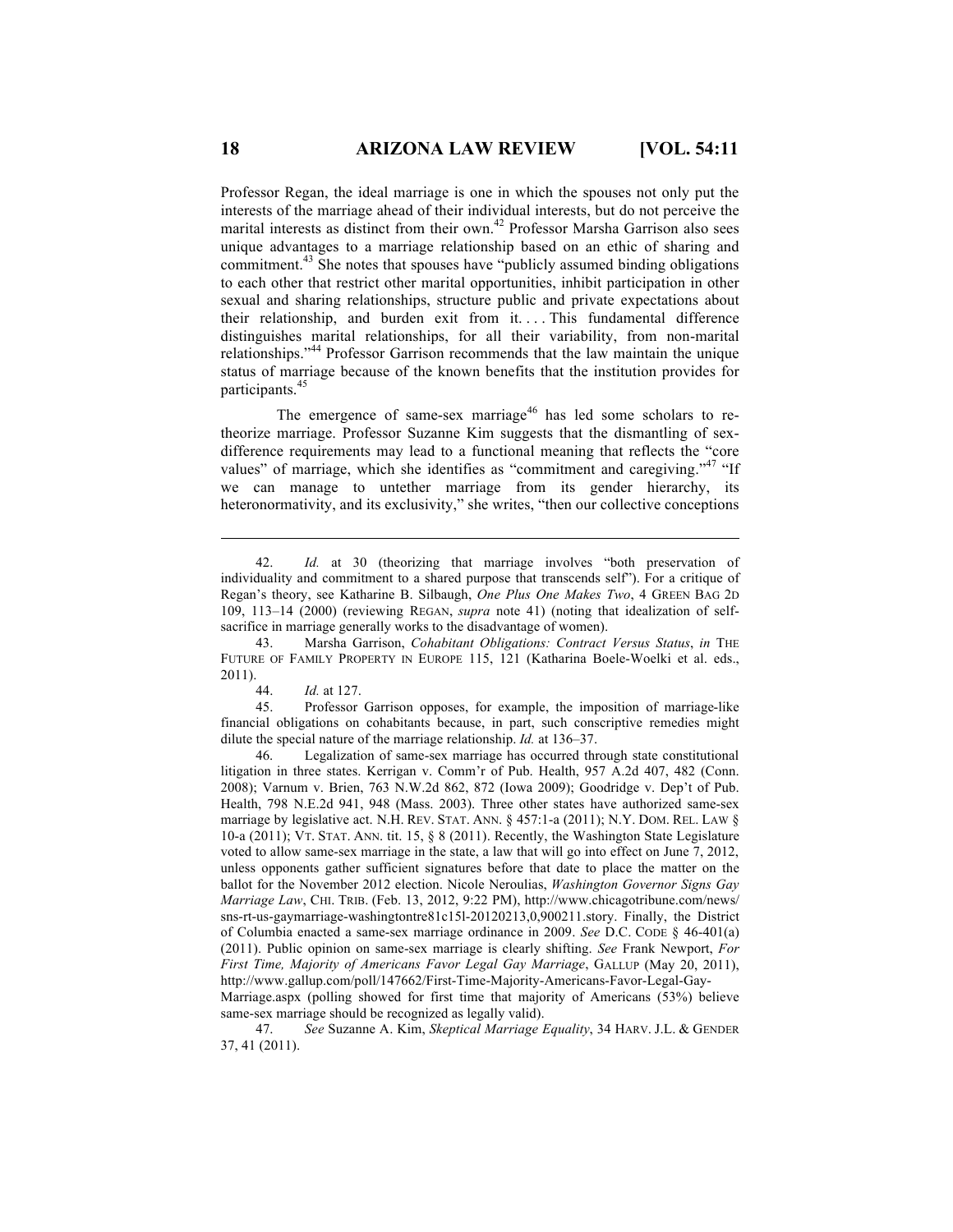Professor Regan, the ideal marriage is one in which the spouses not only put the interests of the marriage ahead of their individual interests, but do not perceive the marital interests as distinct from their own.[42] Professor Marsha Garrison also sees unique advantages to a marriage relationship based on an ethic of sharing and commitment.[43] She notes that spouses have "publicly assumed binding obligations to each other that restrict other marital opportunities, inhibit participation in other sexual and sharing relationships, structure public and private expectations about their relationship, and burden exit from it. . . . This fundamental difference distinguishes marital relationships, for all their variability, from non-marital relationships."[44] Professor Garrison recommends that the law maintain the unique status of marriage because of the known benefits that the institution provides for participants.[45]

The emergence of same-sex marriage[46] has led some scholars to re-theorize marriage. Professor Suzanne Kim suggests that the dismantling of sex-difference requirements may lead to a functional meaning that reflects the "core values" of marriage, which she identifies as "commitment and caregiving."[47] "If we can manage to untether marriage from its gender hierarchy, its heteronormativity, and its exclusivity," she writes, "then our collective conceptions

---

42. *Id.* at 30 (theorizing that marriage involves "both preservation of individuality and commitment to a shared purpose that transcends self"). For a critique of Regan's theory, see Katharine B. Silbaugh, *One Plus One Makes Two*, 4 GREEN BAG 2D 109, 113–14 (2000) (reviewing REGAN, *supra* note 41) (noting that idealization of self-sacrifice in marriage generally works to the disadvantage of women).

43. Marsha Garrison, *Cohabitant Obligations: Contract Versus Status*, *in* THE FUTURE OF FAMILY PROPERTY IN EUROPE 115, 121 (Katharina Boele-Woelki et al. eds., 2011).

44. *Id.* at 127.

45. Professor Garrison opposes, for example, the imposition of marriage-like financial obligations on cohabitants because, in part, such conscriptive remedies might dilute the special nature of the marriage relationship. *Id.* at 136–37.

46. Legalization of same-sex marriage has occurred through state constitutional litigation in three states. Kerrigan v. Comm'r of Pub. Health, 957 A.2d 407, 482 (Conn. 2008); Varnum v. Brien, 763 N.W.2d 862, 872 (Iowa 2009); Goodridge v. Dep't of Pub. Health, 798 N.E.2d 941, 948 (Mass. 2003). Three other states have authorized same-sex marriage by legislative act. N.H. REV. STAT. ANN. § 457:1-a (2011); N.Y. DOM. REL. LAW § 10-a (2011); VT. STAT. ANN. tit. 15, § 8 (2011). Recently, the Washington State Legislature voted to allow same-sex marriage in the state, a law that will go into effect on June 7, 2012, unless opponents gather sufficient signatures before that date to place the matter on the ballot for the November 2012 election. Nicole Neroulias, *Washington Governor Signs Gay Marriage Law*, CHI. TRIB. (Feb. 13, 2012, 9:22 PM), http://www.chicagotribune.com/news/sns-rt-us-gaymarriage-washingtontre81c15l-20120213,0,900211.story. Finally, the District of Columbia enacted a same-sex marriage ordinance in 2009. *See* D.C. CODE § 46-401(a) (2011). Public opinion on same-sex marriage is clearly shifting. *See* Frank Newport, *For First Time, Majority of Americans Favor Legal Gay Marriage*, GALLUP (May 20, 2011), http://www.gallup.com/poll/147662/First-Time-Majority-Americans-Favor-Legal-Gay-Marriage.aspx (polling showed for first time that majority of Americans (53%) believe same-sex marriage should be recognized as legally valid).

47. *See* Suzanne A. Kim, *Skeptical Marriage Equality*, 34 HARV. J.L. & GENDER 37, 41 (2011).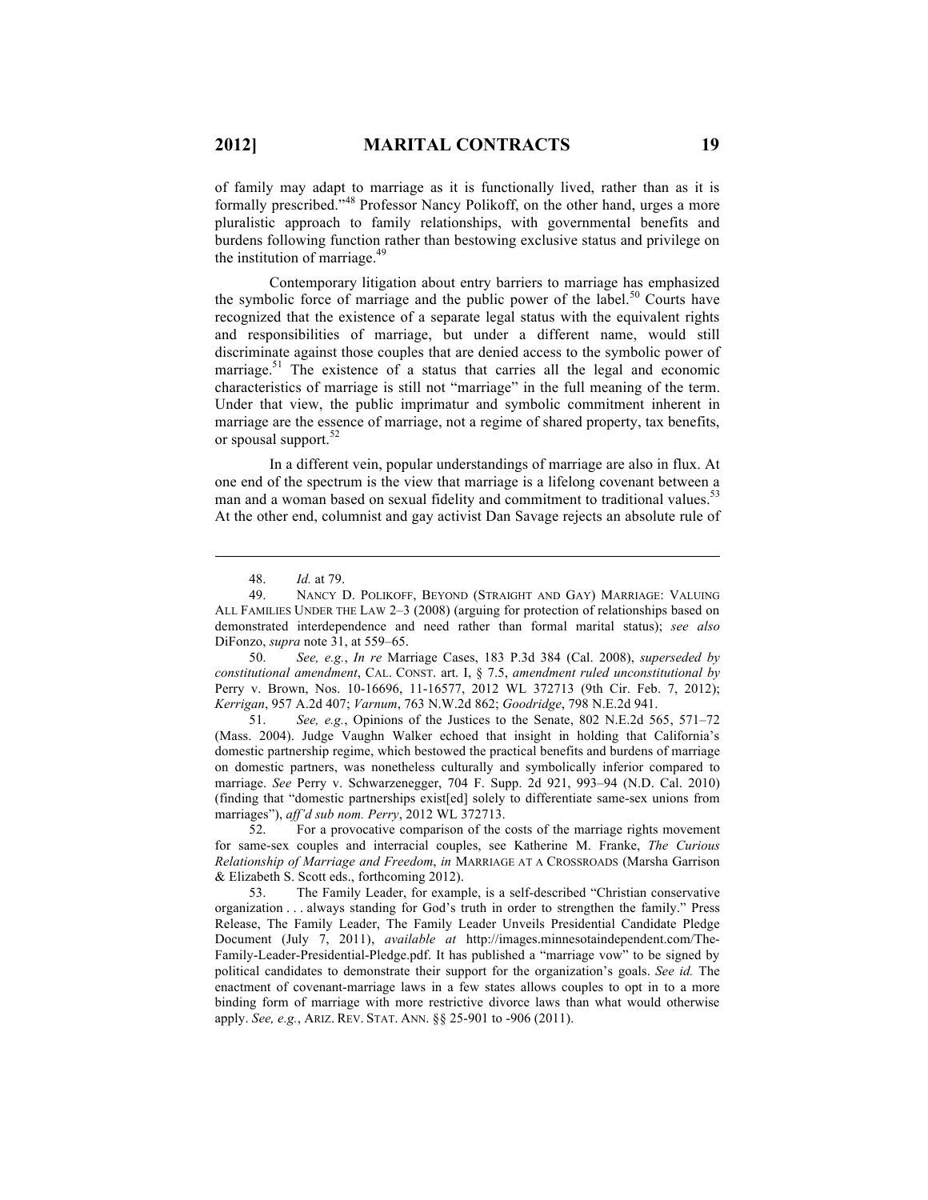of family may adapt to marriage as it is functionally lived, rather than as it is formally prescribed."[48] Professor Nancy Polikoff, on the other hand, urges a more pluralistic approach to family relationships, with governmental benefits and burdens following function rather than bestowing exclusive status and privilege on the institution of marriage.[49]

Contemporary litigation about entry barriers to marriage has emphasized the symbolic force of marriage and the public power of the label.[50] Courts have recognized that the existence of a separate legal status with the equivalent rights and responsibilities of marriage, but under a different name, would still discriminate against those couples that are denied access to the symbolic power of marriage.[51] The existence of a status that carries all the legal and economic characteristics of marriage is still not "marriage" in the full meaning of the term. Under that view, the public imprimatur and symbolic commitment inherent in marriage are the essence of marriage, not a regime of shared property, tax benefits, or spousal support.[52]

In a different vein, popular understandings of marriage are also in flux. At one end of the spectrum is the view that marriage is a lifelong covenant between a man and a woman based on sexual fidelity and commitment to traditional values.[53] At the other end, columnist and gay activist Dan Savage rejects an absolute rule of

---

48. *Id.* at 79.

49. NANCY D. POLIKOFF, BEYOND (STRAIGHT AND GAY) MARRIAGE: VALUING ALL FAMILIES UNDER THE LAW 2–3 (2008) (arguing for protection of relationships based on demonstrated interdependence and need rather than formal marital status); *see also* DiFonzo, *supra* note 31, at 559–65.

50. *See, e.g.*, *In re* Marriage Cases, 183 P.3d 384 (Cal. 2008), *superseded by constitutional amendment*, CAL. CONST. art. I, § 7.5, *amendment ruled unconstitutional by* Perry v. Brown, Nos. 10-16696, 11-16577, 2012 WL 372713 (9th Cir. Feb. 7, 2012); *Kerrigan*, 957 A.2d 407; *Varnum*, 763 N.W.2d 862; *Goodridge*, 798 N.E.2d 941.

51. *See, e.g.*, Opinions of the Justices to the Senate, 802 N.E.2d 565, 571–72 (Mass. 2004). Judge Vaughn Walker echoed that insight in holding that California's domestic partnership regime, which bestowed the practical benefits and burdens of marriage on domestic partners, was nonetheless culturally and symbolically inferior compared to marriage. *See* Perry v. Schwarzenegger, 704 F. Supp. 2d 921, 993–94 (N.D. Cal. 2010) (finding that "domestic partnerships exist[ed] solely to differentiate same-sex unions from marriages"), *aff'd sub nom. Perry*, 2012 WL 372713.

52. For a provocative comparison of the costs of the marriage rights movement for same-sex couples and interracial couples, see Katherine M. Franke, *The Curious Relationship of Marriage and Freedom*, *in* MARRIAGE AT A CROSSROADS (Marsha Garrison & Elizabeth S. Scott eds., forthcoming 2012).

53. The Family Leader, for example, is a self-described "Christian conservative organization . . . always standing for God's truth in order to strengthen the family." Press Release, The Family Leader, The Family Leader Unveils Presidential Candidate Pledge Document (July 7, 2011), *available at* http://images.minnesotaindependent.com/The-Family-Leader-Presidential-Pledge.pdf. It has published a "marriage vow" to be signed by political candidates to demonstrate their support for the organization's goals. *See id.* The enactment of covenant-marriage laws in a few states allows couples to opt in to a more binding form of marriage with more restrictive divorce laws than what would otherwise apply. *See, e.g.*, ARIZ. REV. STAT. ANN. §§ 25-901 to -906 (2011).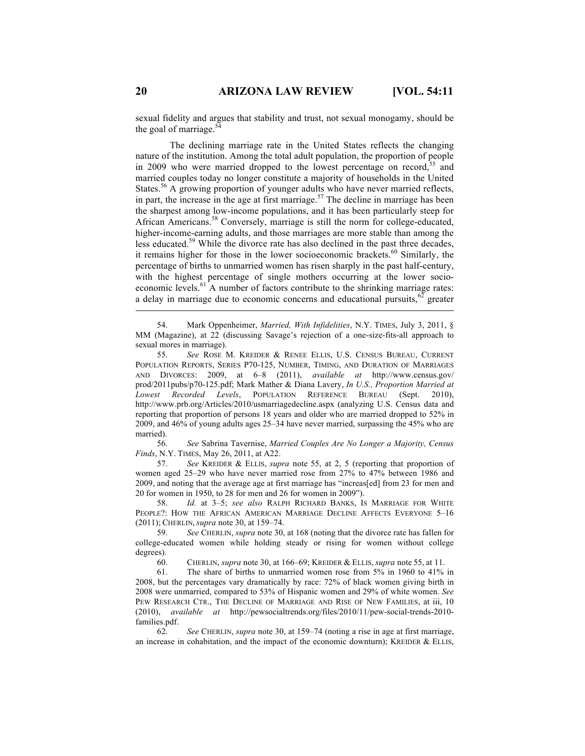sexual fidelity and argues that stability and trust, not sexual monogamy, should be the goal of marriage.[54]

The declining marriage rate in the United States reflects the changing nature of the institution. Among the total adult population, the proportion of people in 2009 who were married dropped to the lowest percentage on record,[55] and married couples today no longer constitute a majority of households in the United States.[56] A growing proportion of younger adults who have never married reflects, in part, the increase in the age at first marriage.[57] The decline in marriage has been the sharpest among low-income populations, and it has been particularly steep for African Americans.[58] Conversely, marriage is still the norm for college-educated, higher-income-earning adults, and those marriages are more stable than among the less educated.[59] While the divorce rate has also declined in the past three decades, it remains higher for those in the lower socioeconomic brackets.[60] Similarly, the percentage of births to unmarried women has risen sharply in the past half-century, with the highest percentage of single mothers occurring at the lower socio-economic levels.[61] A number of factors contribute to the shrinking marriage rates: a delay in marriage due to economic concerns and educational pursuits,[62] greater

---

54. Mark Oppenheimer, *Married, With Infidelities*, N.Y. TIMES, July 3, 2011, § MM (Magazine), at 22 (discussing Savage's rejection of a one-size-fits-all approach to sexual mores in marriage).

55. *See* ROSE M. KREIDER & RENEE ELLIS, U.S. CENSUS BUREAU, CURRENT POPULATION REPORTS, SERIES P70-125, NUMBER, TIMING, AND DURATION OF MARRIAGES AND DIVORCES: 2009, at 6–8 (2011), *available at* http://www.census.gov/prod/2011pubs/p70-125.pdf; Mark Mather & Diana Lavery, *In U.S., Proportion Married at Lowest Recorded Levels*, POPULATION REFERENCE BUREAU (Sept. 2010), http://www.prb.org/Articles/2010/usmarriagedecline.aspx (analyzing U.S. Census data and reporting that proportion of persons 18 years and older who are married dropped to 52% in 2009, and 46% of young adults ages 25–34 have never married, surpassing the 45% who are married).

56. *See* Sabrina Tavernise, *Married Couples Are No Longer a Majority, Census Finds*, N.Y. TIMES, May 26, 2011, at A22.

57. *See* KREIDER & ELLIS, *supra* note 55, at 2, 5 (reporting that proportion of women aged 25–29 who have never married rose from 27% to 47% between 1986 and 2009, and noting that the average age at first marriage has "increas[ed] from 23 for men and 20 for women in 1950, to 28 for men and 26 for women in 2009").

58. *Id.* at 3–5; *see also* RALPH RICHARD BANKS, IS MARRIAGE FOR WHITE PEOPLE?: HOW THE AFRICAN AMERICAN MARRIAGE DECLINE AFFECTS EVERYONE 5–16 (2011); CHERLIN, *supra* note 30, at 159–74.

59. *See* CHERLIN, *supra* note 30, at 168 (noting that the divorce rate has fallen for college-educated women while holding steady or rising for women without college degrees).

60. CHERLIN, *supra* note 30, at 166–69; KREIDER & ELLIS, *supra* note 55, at 11.

61. The share of births to unmarried women rose from 5% in 1960 to 41% in 2008, but the percentages vary dramatically by race: 72% of black women giving birth in 2008 were unmarried, compared to 53% of Hispanic women and 29% of white women. *See* PEW RESEARCH CTR., THE DECLINE OF MARRIAGE AND RISE OF NEW FAMILIES, at iii, 10 (2010), *available at* http://pewsocialtrends.org/files/2010/11/pew-social-trends-2010-families.pdf.

62. *See* CHERLIN, *supra* note 30, at 159–74 (noting a rise in age at first marriage, an increase in cohabitation, and the impact of the economic downturn); KREIDER & ELLIS,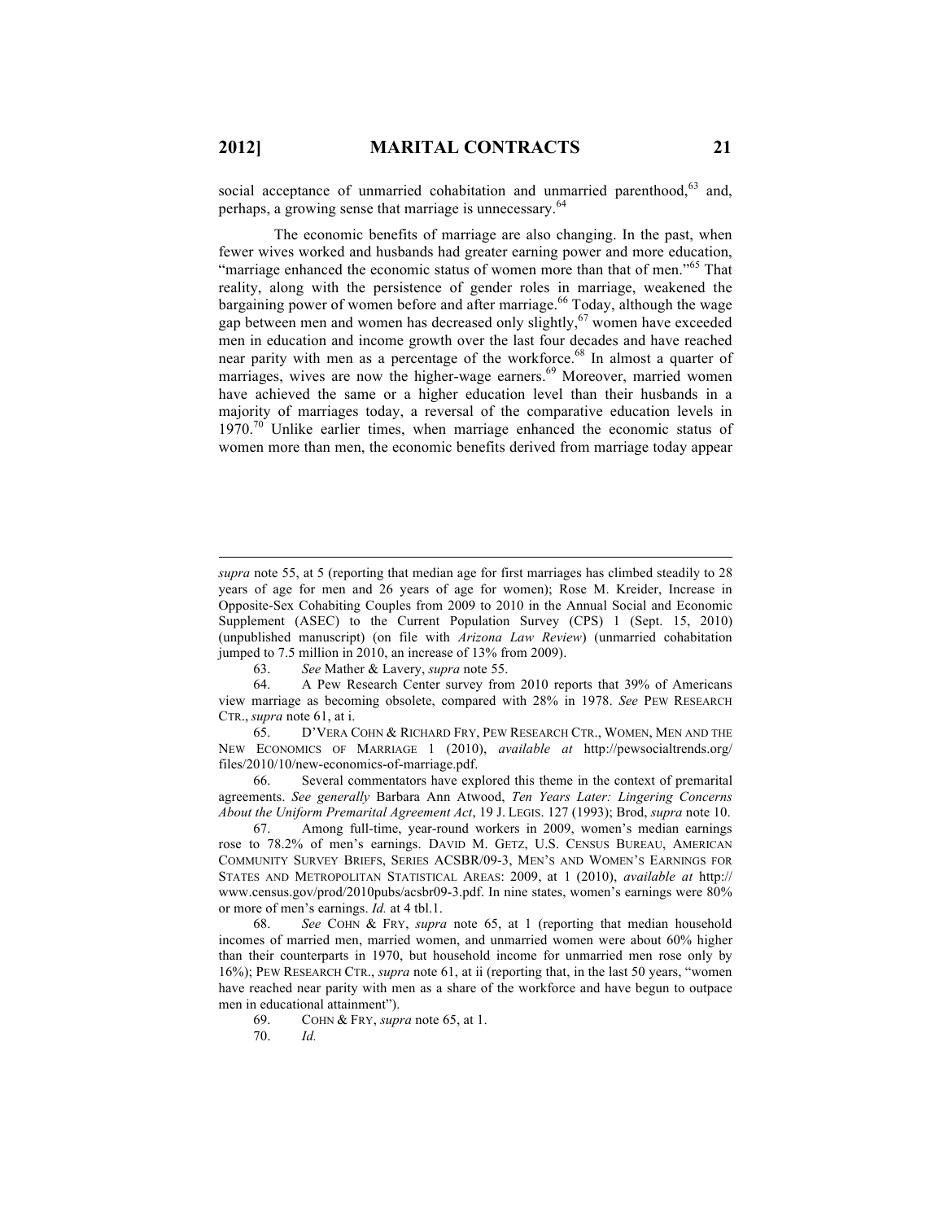social acceptance of unmarried cohabitation and unmarried parenthood,[63] and, perhaps, a growing sense that marriage is unnecessary.[64]

The economic benefits of marriage are also changing. In the past, when fewer wives worked and husbands had greater earning power and more education, "marriage enhanced the economic status of women more than that of men."[65] That reality, along with the persistence of gender roles in marriage, weakened the bargaining power of women before and after marriage.[66] Today, although the wage gap between men and women has decreased only slightly,[67] women have exceeded men in education and income growth over the last four decades and have reached near parity with men as a percentage of the workforce.[68] In almost a quarter of marriages, wives are now the higher-wage earners.[69] Moreover, married women have achieved the same or a higher education level than their husbands in a majority of marriages today, a reversal of the comparative education levels in 1970.[70] Unlike earlier times, when marriage enhanced the economic status of women more than men, the economic benefits derived from marriage today appear

---

*supra* note 55, at 5 (reporting that median age for first marriages has climbed steadily to 28 years of age for men and 26 years of age for women); Rose M. Kreider, Increase in Opposite-Sex Cohabiting Couples from 2009 to 2010 in the Annual Social and Economic Supplement (ASEC) to the Current Population Survey (CPS) 1 (Sept. 15, 2010) (unpublished manuscript) (on file with *Arizona Law Review*) (unmarried cohabitation jumped to 7.5 million in 2010, an increase of 13% from 2009).

63. *See* Mather & Lavery, *supra* note 55.

64. A Pew Research Center survey from 2010 reports that 39% of Americans view marriage as becoming obsolete, compared with 28% in 1978. *See* PEW RESEARCH CTR., *supra* note 61, at i.

65. D'VERA COHN & RICHARD FRY, PEW RESEARCH CTR., WOMEN, MEN AND THE NEW ECONOMICS OF MARRIAGE 1 (2010), *available at* http://pewsocialtrends.org/files/2010/10/new-economics-of-marriage.pdf.

66. Several commentators have explored this theme in the context of premarital agreements. *See generally* Barbara Ann Atwood, *Ten Years Later: Lingering Concerns About the Uniform Premarital Agreement Act*, 19 J. LEGIS. 127 (1993); Brod, *supra* note 10.

67. Among full-time, year-round workers in 2009, women's median earnings rose to 78.2% of men's earnings. DAVID M. GETZ, U.S. CENSUS BUREAU, AMERICAN COMMUNITY SURVEY BRIEFS, SERIES ACSBR/09-3, MEN'S AND WOMEN'S EARNINGS FOR STATES AND METROPOLITAN STATISTICAL AREAS: 2009, at 1 (2010), *available at* http://www.census.gov/prod/2010pubs/acsbr09-3.pdf. In nine states, women's earnings were 80% or more of men's earnings. *Id.* at 4 tbl.1.

68. *See* COHN & FRY, *supra* note 65, at 1 (reporting that median household incomes of married men, married women, and unmarried women were about 60% higher than their counterparts in 1970, but household income for unmarried men rose only by 16%); PEW RESEARCH CTR., *supra* note 61, at ii (reporting that, in the last 50 years, "women have reached near parity with men as a share of the workforce and have begun to outpace men in educational attainment").

69. COHN & FRY, *supra* note 65, at 1.

70. *Id.*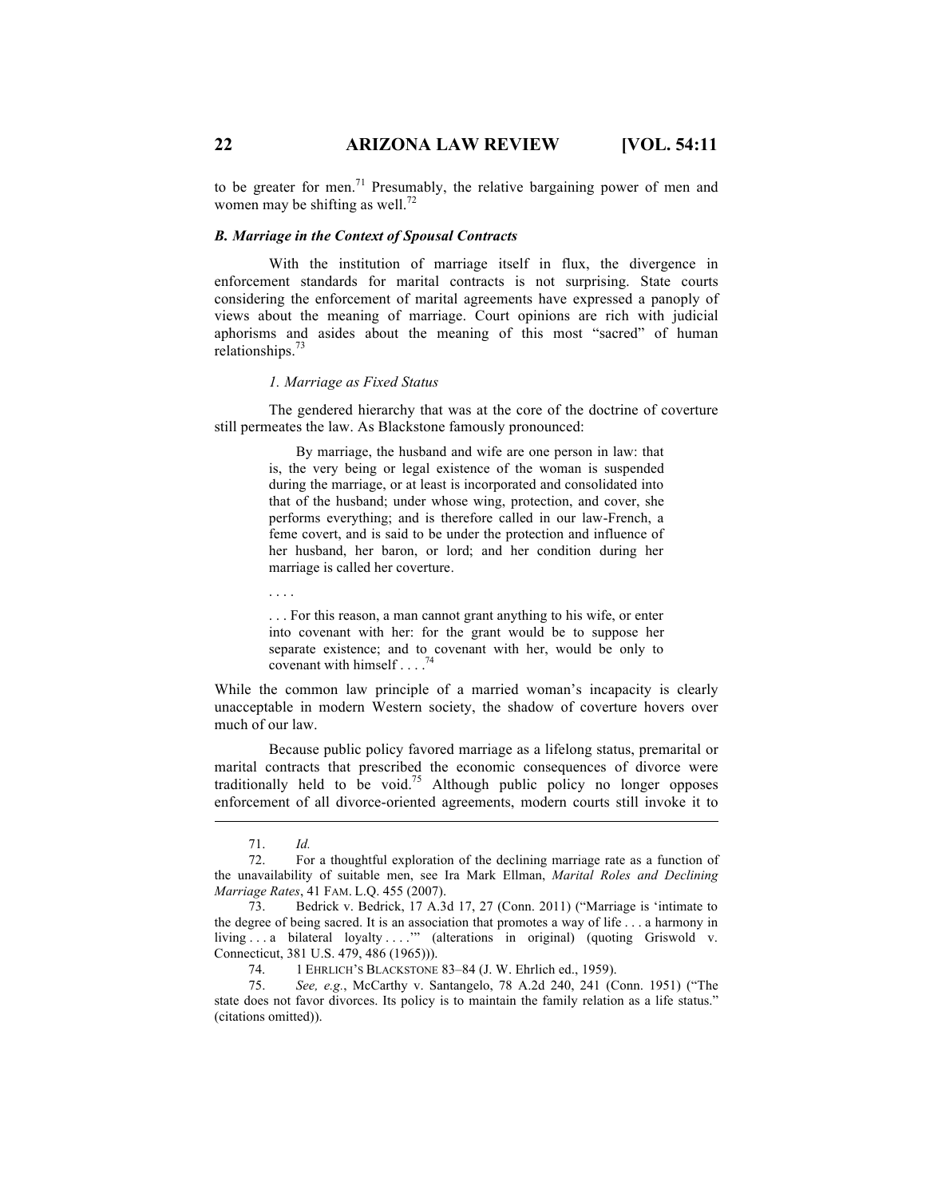to be greater for men.[71] Presumably, the relative bargaining power of men and women may be shifting as well.[72]

### *B. Marriage in the Context of Spousal Contracts*

With the institution of marriage itself in flux, the divergence in enforcement standards for marital contracts is not surprising. State courts considering the enforcement of marital agreements have expressed a panoply of views about the meaning of marriage. Court opinions are rich with judicial aphorisms and asides about the meaning of this most "sacred" of human relationships.[73]

#### *1. Marriage as Fixed Status*

The gendered hierarchy that was at the core of the doctrine of coverture still permeates the law. As Blackstone famously pronounced:

> By marriage, the husband and wife are one person in law: that is, the very being or legal existence of the woman is suspended during the marriage, or at least is incorporated and consolidated into that of the husband; under whose wing, protection, and cover, she performs everything; and is therefore called in our law-French, a feme covert, and is said to be under the protection and influence of her husband, her baron, or lord; and her condition during her marriage is called her coverture.
>
> . . . .
>
> . . . For this reason, a man cannot grant anything to his wife, or enter into covenant with her: for the grant would be to suppose her separate existence; and to covenant with her, would be only to covenant with himself . . . .[74]

While the common law principle of a married woman's incapacity is clearly unacceptable in modern Western society, the shadow of coverture hovers over much of our law.

Because public policy favored marriage as a lifelong status, premarital or marital contracts that prescribed the economic consequences of divorce were traditionally held to be void.[75] Although public policy no longer opposes enforcement of all divorce-oriented agreements, modern courts still invoke it to

---

71. *Id.*

72. For a thoughtful exploration of the declining marriage rate as a function of the unavailability of suitable men, see Ira Mark Ellman, *Marital Roles and Declining Marriage Rates*, 41 FAM. L.Q. 455 (2007).

73. Bedrick v. Bedrick, 17 A.3d 17, 27 (Conn. 2011) ("Marriage is 'intimate to the degree of being sacred. It is an association that promotes a way of life . . . a harmony in living . . . a bilateral loyalty . . . .'" (alterations in original) (quoting Griswold v. Connecticut, 381 U.S. 479, 486 (1965))).

74. 1 EHRLICH'S BLACKSTONE 83–84 (J. W. Ehrlich ed., 1959).

75. *See, e.g.*, McCarthy v. Santangelo, 78 A.2d 240, 241 (Conn. 1951) ("The state does not favor divorces. Its policy is to maintain the family relation as a life status." (citations omitted)).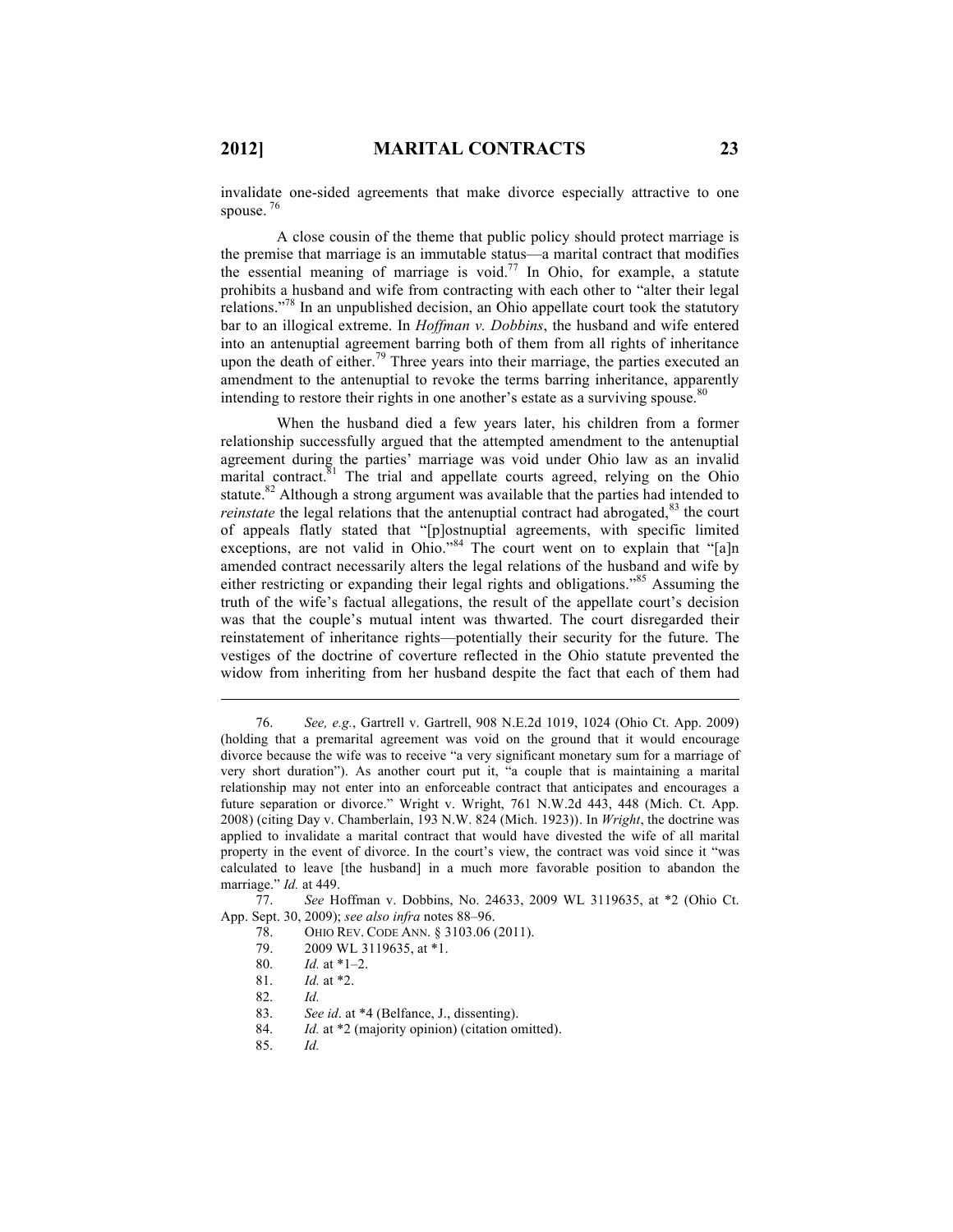invalidate one-sided agreements that make divorce especially attractive to one spouse. [76]

A close cousin of the theme that public policy should protect marriage is the premise that marriage is an immutable status—a marital contract that modifies the essential meaning of marriage is void.[77] In Ohio, for example, a statute prohibits a husband and wife from contracting with each other to "alter their legal relations."[78] In an unpublished decision, an Ohio appellate court took the statutory bar to an illogical extreme. In *Hoffman v. Dobbins*, the husband and wife entered into an antenuptial agreement barring both of them from all rights of inheritance upon the death of either.[79] Three years into their marriage, the parties executed an amendment to the antenuptial to revoke the terms barring inheritance, apparently intending to restore their rights in one another's estate as a surviving spouse.[80]

When the husband died a few years later, his children from a former relationship successfully argued that the attempted amendment to the antenuptial agreement during the parties' marriage was void under Ohio law as an invalid marital contract.[81] The trial and appellate courts agreed, relying on the Ohio statute.[82] Although a strong argument was available that the parties had intended to *reinstate* the legal relations that the antenuptial contract had abrogated,[83] the court of appeals flatly stated that "[p]ostnuptial agreements, with specific limited exceptions, are not valid in Ohio."[84] The court went on to explain that "[a]n amended contract necessarily alters the legal relations of the husband and wife by either restricting or expanding their legal rights and obligations."[85] Assuming the truth of the wife's factual allegations, the result of the appellate court's decision was that the couple's mutual intent was thwarted. The court disregarded their reinstatement of inheritance rights—potentially their security for the future. The vestiges of the doctrine of coverture reflected in the Ohio statute prevented the widow from inheriting from her husband despite the fact that each of them had

---

76. *See, e.g.*, Gartrell v. Gartrell, 908 N.E.2d 1019, 1024 (Ohio Ct. App. 2009) (holding that a premarital agreement was void on the ground that it would encourage divorce because the wife was to receive "a very significant monetary sum for a marriage of very short duration"). As another court put it, "a couple that is maintaining a marital relationship may not enter into an enforceable contract that anticipates and encourages a future separation or divorce." Wright v. Wright, 761 N.W.2d 443, 448 (Mich. Ct. App. 2008) (citing Day v. Chamberlain, 193 N.W. 824 (Mich. 1923)). In *Wright*, the doctrine was applied to invalidate a marital contract that would have divested the wife of all marital property in the event of divorce. In the court's view, the contract was void since it "was calculated to leave [the husband] in a much more favorable position to abandon the marriage." *Id.* at 449.

77. *See* Hoffman v. Dobbins, No. 24633, 2009 WL 3119635, at *2 (Ohio Ct. App. Sept. 30, 2009); *see also infra* notes 88–96.

78. OHIO REV. CODE ANN. § 3103.06 (2011).

79. 2009 WL 3119635, at *1.

80. *Id.* at *1–2.

81. *Id.* at *2.

82. *Id.*

83. *See id*. at *4 (Belfance, J., dissenting).

84. *Id.* at *2 (majority opinion) (citation omitted).

85. *Id.*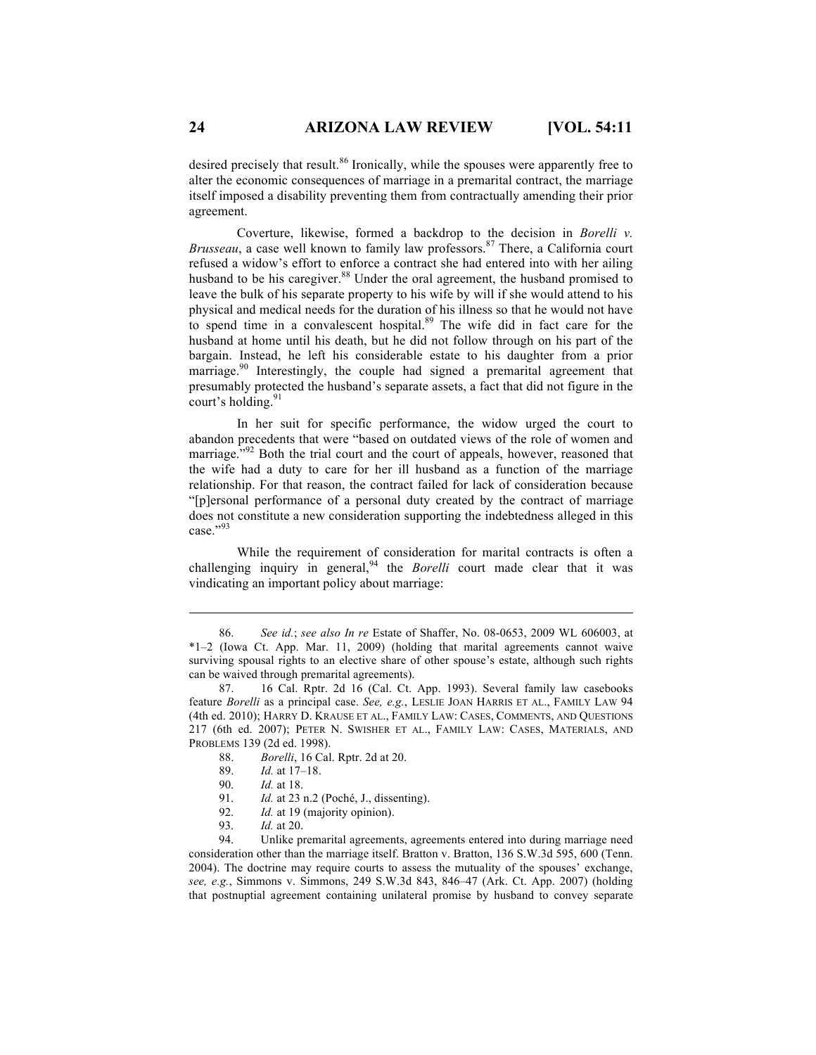desired precisely that result.[86] Ironically, while the spouses were apparently free to alter the economic consequences of marriage in a premarital contract, the marriage itself imposed a disability preventing them from contractually amending their prior agreement.

Coverture, likewise, formed a backdrop to the decision in *Borelli v. Brusseau*, a case well known to family law professors.[87] There, a California court refused a widow's effort to enforce a contract she had entered into with her ailing husband to be his caregiver.[88] Under the oral agreement, the husband promised to leave the bulk of his separate property to his wife by will if she would attend to his physical and medical needs for the duration of his illness so that he would not have to spend time in a convalescent hospital.[89] The wife did in fact care for the husband at home until his death, but he did not follow through on his part of the bargain. Instead, he left his considerable estate to his daughter from a prior marriage.[90] Interestingly, the couple had signed a premarital agreement that presumably protected the husband's separate assets, a fact that did not figure in the court's holding.[91]

In her suit for specific performance, the widow urged the court to abandon precedents that were "based on outdated views of the role of women and marriage."[92] Both the trial court and the court of appeals, however, reasoned that the wife had a duty to care for her ill husband as a function of the marriage relationship. For that reason, the contract failed for lack of consideration because "[p]ersonal performance of a personal duty created by the contract of marriage does not constitute a new consideration supporting the indebtedness alleged in this case."[93]

While the requirement of consideration for marital contracts is often a challenging inquiry in general,[94] the *Borelli* court made clear that it was vindicating an important policy about marriage:

---

86. *See id.*; *see also In re* Estate of Shaffer, No. 08-0653, 2009 WL 606003, at *1–2 (Iowa Ct. App. Mar. 11, 2009) (holding that marital agreements cannot waive surviving spousal rights to an elective share of other spouse's estate, although such rights can be waived through premarital agreements).

87. 16 Cal. Rptr. 2d 16 (Cal. Ct. App. 1993). Several family law casebooks feature *Borelli* as a principal case. *See, e.g.*, LESLIE JOAN HARRIS ET AL., FAMILY LAW 94 (4th ed. 2010); HARRY D. KRAUSE ET AL., FAMILY LAW: CASES, COMMENTS, AND QUESTIONS 217 (6th ed. 2007); PETER N. SWISHER ET AL., FAMILY LAW: CASES, MATERIALS, AND PROBLEMS 139 (2d ed. 1998).

88. *Borelli*, 16 Cal. Rptr. 2d at 20.

89. *Id.* at 17–18.

90. *Id.* at 18.

91. *Id.* at 23 n.2 (Poché, J., dissenting).

92. *Id.* at 19 (majority opinion).

93. *Id.* at 20.

94. Unlike premarital agreements, agreements entered into during marriage need consideration other than the marriage itself. Bratton v. Bratton, 136 S.W.3d 595, 600 (Tenn. 2004). The doctrine may require courts to assess the mutuality of the spouses' exchange, *see, e.g.*, Simmons v. Simmons, 249 S.W.3d 843, 846–47 (Ark. Ct. App. 2007) (holding that postnuptial agreement containing unilateral promise by husband to convey separate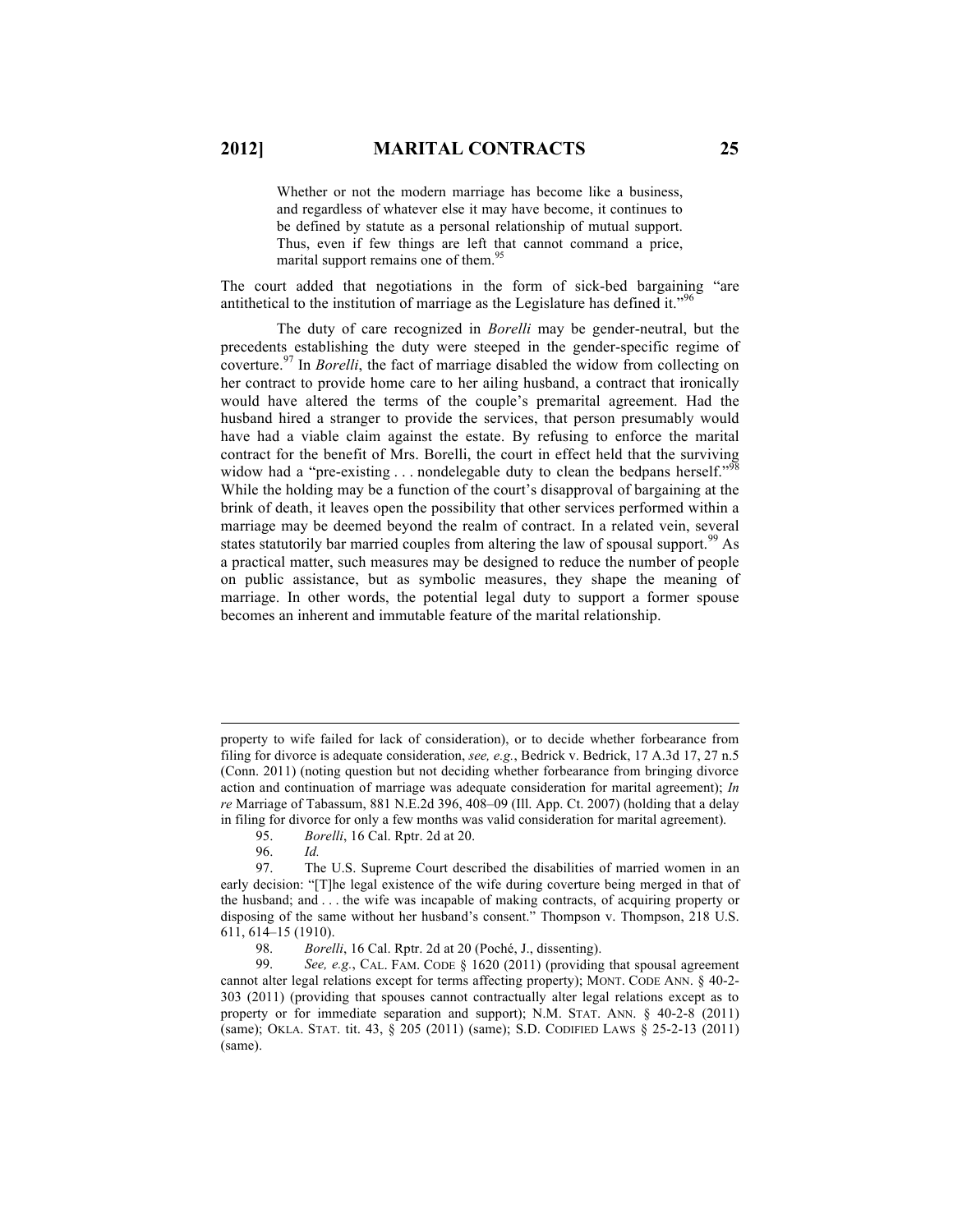> Whether or not the modern marriage has become like a business, and regardless of whatever else it may have become, it continues to be defined by statute as a personal relationship of mutual support. Thus, even if few things are left that cannot command a price, marital support remains one of them.[95]

The court added that negotiations in the form of sick-bed bargaining "are antithetical to the institution of marriage as the Legislature has defined it."[96]

The duty of care recognized in *Borelli* may be gender-neutral, but the precedents establishing the duty were steeped in the gender-specific regime of coverture.[97] In *Borelli*, the fact of marriage disabled the widow from collecting on her contract to provide home care to her ailing husband, a contract that ironically would have altered the terms of the couple's premarital agreement. Had the husband hired a stranger to provide the services, that person presumably would have had a viable claim against the estate. By refusing to enforce the marital contract for the benefit of Mrs. Borelli, the court in effect held that the surviving widow had a "pre-existing . . . nondelegable duty to clean the bedpans herself."[98] While the holding may be a function of the court's disapproval of bargaining at the brink of death, it leaves open the possibility that other services performed within a marriage may be deemed beyond the realm of contract. In a related vein, several states statutorily bar married couples from altering the law of spousal support.[99] As a practical matter, such measures may be designed to reduce the number of people on public assistance, but as symbolic measures, they shape the meaning of marriage. In other words, the potential legal duty to support a former spouse becomes an inherent and immutable feature of the marital relationship.

---

property to wife failed for lack of consideration), or to decide whether forbearance from filing for divorce is adequate consideration, *see, e.g.*, Bedrick v. Bedrick, 17 A.3d 17, 27 n.5 (Conn. 2011) (noting question but not deciding whether forbearance from bringing divorce action and continuation of marriage was adequate consideration for marital agreement); *In re* Marriage of Tabassum, 881 N.E.2d 396, 408–09 (Ill. App. Ct. 2007) (holding that a delay in filing for divorce for only a few months was valid consideration for marital agreement).

95. *Borelli*, 16 Cal. Rptr. 2d at 20.

96. *Id.*

97. The U.S. Supreme Court described the disabilities of married women in an early decision: "[T]he legal existence of the wife during coverture being merged in that of the husband; and . . . the wife was incapable of making contracts, of acquiring property or disposing of the same without her husband's consent." Thompson v. Thompson, 218 U.S. 611, 614–15 (1910).

98. *Borelli*, 16 Cal. Rptr. 2d at 20 (Poché, J., dissenting).

99. *See, e.g.*, CAL. FAM. CODE § 1620 (2011) (providing that spousal agreement cannot alter legal relations except for terms affecting property); MONT. CODE ANN. § 40-2-303 (2011) (providing that spouses cannot contractually alter legal relations except as to property or for immediate separation and support); N.M. STAT. ANN. § 40-2-8 (2011) (same); OKLA. STAT. tit. 43, § 205 (2011) (same); S.D. CODIFIED LAWS § 25-2-13 (2011) (same).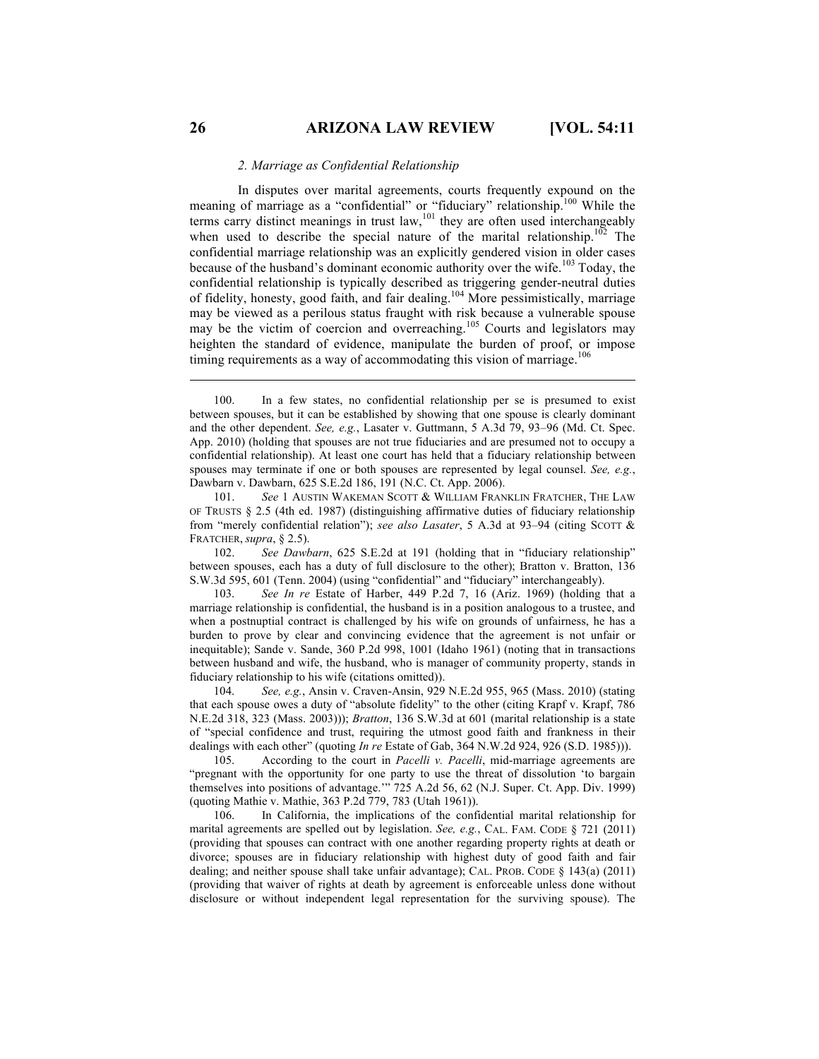### *2. Marriage as Confidential Relationship*

In disputes over marital agreements, courts frequently expound on the meaning of marriage as a "confidential" or "fiduciary" relationship.[100] While the terms carry distinct meanings in trust law,[101] they are often used interchangeably when used to describe the special nature of the marital relationship.[102] The confidential marriage relationship was an explicitly gendered vision in older cases because of the husband's dominant economic authority over the wife.[103] Today, the confidential relationship is typically described as triggering gender-neutral duties of fidelity, honesty, good faith, and fair dealing.[104] More pessimistically, marriage may be viewed as a perilous status fraught with risk because a vulnerable spouse may be the victim of coercion and overreaching.[105] Courts and legislators may heighten the standard of evidence, manipulate the burden of proof, or impose timing requirements as a way of accommodating this vision of marriage.[106]

---

100. In a few states, no confidential relationship per se is presumed to exist between spouses, but it can be established by showing that one spouse is clearly dominant and the other dependent. *See, e.g.*, Lasater v. Guttmann, 5 A.3d 79, 93–96 (Md. Ct. Spec. App. 2010) (holding that spouses are not true fiduciaries and are presumed not to occupy a confidential relationship). At least one court has held that a fiduciary relationship between spouses may terminate if one or both spouses are represented by legal counsel. *See, e.g.*, Dawbarn v. Dawbarn, 625 S.E.2d 186, 191 (N.C. Ct. App. 2006).

101. *See* 1 AUSTIN WAKEMAN SCOTT & WILLIAM FRANKLIN FRATCHER, THE LAW OF TRUSTS § 2.5 (4th ed. 1987) (distinguishing affirmative duties of fiduciary relationship from "merely confidential relation"); *see also Lasater*, 5 A.3d at 93–94 (citing SCOTT & FRATCHER, *supra*, § 2.5).

102. *See Dawbarn*, 625 S.E.2d at 191 (holding that in "fiduciary relationship" between spouses, each has a duty of full disclosure to the other); Bratton v. Bratton, 136 S.W.3d 595, 601 (Tenn. 2004) (using "confidential" and "fiduciary" interchangeably).

103. *See In re* Estate of Harber, 449 P.2d 7, 16 (Ariz. 1969) (holding that a marriage relationship is confidential, the husband is in a position analogous to a trustee, and when a postnuptial contract is challenged by his wife on grounds of unfairness, he has a burden to prove by clear and convincing evidence that the agreement is not unfair or inequitable); Sande v. Sande, 360 P.2d 998, 1001 (Idaho 1961) (noting that in transactions between husband and wife, the husband, who is manager of community property, stands in fiduciary relationship to his wife (citations omitted)).

104. *See, e.g.*, Ansin v. Craven-Ansin, 929 N.E.2d 955, 965 (Mass. 2010) (stating that each spouse owes a duty of "absolute fidelity" to the other (citing Krapf v. Krapf, 786 N.E.2d 318, 323 (Mass. 2003))); *Bratton*, 136 S.W.3d at 601 (marital relationship is a state of "special confidence and trust, requiring the utmost good faith and frankness in their dealings with each other" (quoting *In re* Estate of Gab, 364 N.W.2d 924, 926 (S.D. 1985))).

105. According to the court in *Pacelli v. Pacelli*, mid-marriage agreements are "pregnant with the opportunity for one party to use the threat of dissolution 'to bargain themselves into positions of advantage.'" 725 A.2d 56, 62 (N.J. Super. Ct. App. Div. 1999) (quoting Mathie v. Mathie, 363 P.2d 779, 783 (Utah 1961)).

106. In California, the implications of the confidential marital relationship for marital agreements are spelled out by legislation. *See, e.g.*, CAL. FAM. CODE § 721 (2011) (providing that spouses can contract with one another regarding property rights at death or divorce; spouses are in fiduciary relationship with highest duty of good faith and fair dealing; and neither spouse shall take unfair advantage); CAL. PROB. CODE § 143(a) (2011) (providing that waiver of rights at death by agreement is enforceable unless done without disclosure or without independent legal representation for the surviving spouse). The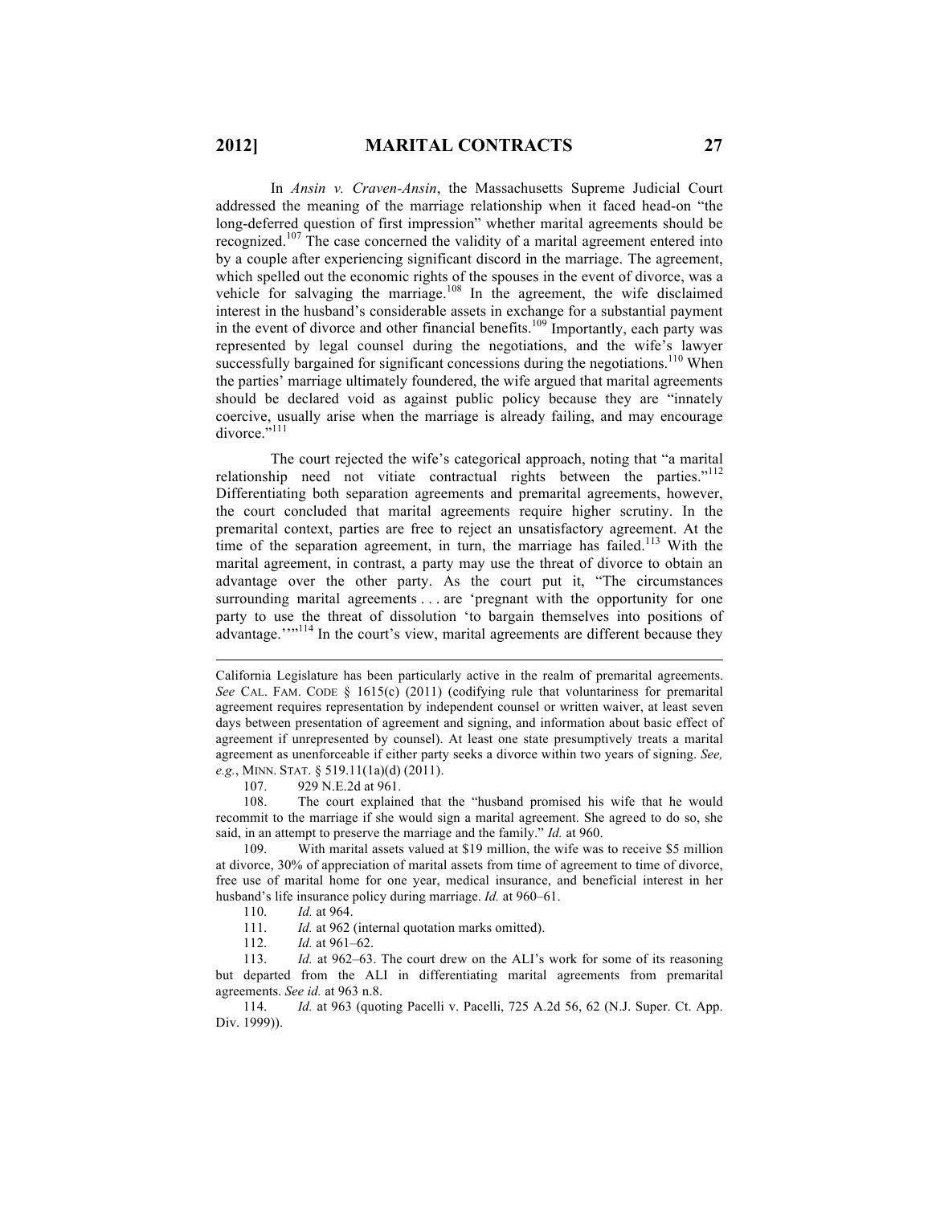In *Ansin v. Craven-Ansin*, the Massachusetts Supreme Judicial Court addressed the meaning of the marriage relationship when it faced head-on "the long-deferred question of first impression" whether marital agreements should be recognized.[107] The case concerned the validity of a marital agreement entered into by a couple after experiencing significant discord in the marriage. The agreement, which spelled out the economic rights of the spouses in the event of divorce, was a vehicle for salvaging the marriage.[108] In the agreement, the wife disclaimed interest in the husband's considerable assets in exchange for a substantial payment in the event of divorce and other financial benefits.[109] Importantly, each party was represented by legal counsel during the negotiations, and the wife's lawyer successfully bargained for significant concessions during the negotiations.[110] When the parties' marriage ultimately foundered, the wife argued that marital agreements should be declared void as against public policy because they are "innately coercive, usually arise when the marriage is already failing, and may encourage divorce."[111]

The court rejected the wife's categorical approach, noting that "a marital relationship need not vitiate contractual rights between the parties."[112] Differentiating both separation agreements and premarital agreements, however, the court concluded that marital agreements require higher scrutiny. In the premarital context, parties are free to reject an unsatisfactory agreement. At the time of the separation agreement, in turn, the marriage has failed.[113] With the marital agreement, in contrast, a party may use the threat of divorce to obtain an advantage over the other party. As the court put it, "The circumstances surrounding marital agreements . . . are 'pregnant with the opportunity for one party to use the threat of dissolution 'to bargain themselves into positions of advantage.''"[114] In the court's view, marital agreements are different because they

---

California Legislature has been particularly active in the realm of premarital agreements. *See* CAL. FAM. CODE § 1615(c) (2011) (codifying rule that voluntariness for premarital agreement requires representation by independent counsel or written waiver, at least seven days between presentation of agreement and signing, and information about basic effect of agreement if unrepresented by counsel). At least one state presumptively treats a marital agreement as unenforceable if either party seeks a divorce within two years of signing. *See, e.g.*, MINN. STAT. § 519.11(1a)(d) (2011).

107. 929 N.E.2d at 961.

108. The court explained that the "husband promised his wife that he would recommit to the marriage if she would sign a marital agreement. She agreed to do so, she said, in an attempt to preserve the marriage and the family." *Id.* at 960.

109. With marital assets valued at $19 million, the wife was to receive $5 million at divorce, 30% of appreciation of marital assets from time of agreement to time of divorce, free use of marital home for one year, medical insurance, and beneficial interest in her husband's life insurance policy during marriage. *Id.* at 960–61.

110. *Id.* at 964.

111. *Id.* at 962 (internal quotation marks omitted).

112. *Id.* at 961–62.

113. *Id.* at 962–63. The court drew on the ALI's work for some of its reasoning but departed from the ALI in differentiating marital agreements from premarital agreements. *See id.* at 963 n.8.

114. *Id.* at 963 (quoting Pacelli v. Pacelli, 725 A.2d 56, 62 (N.J. Super. Ct. App. Div. 1999)).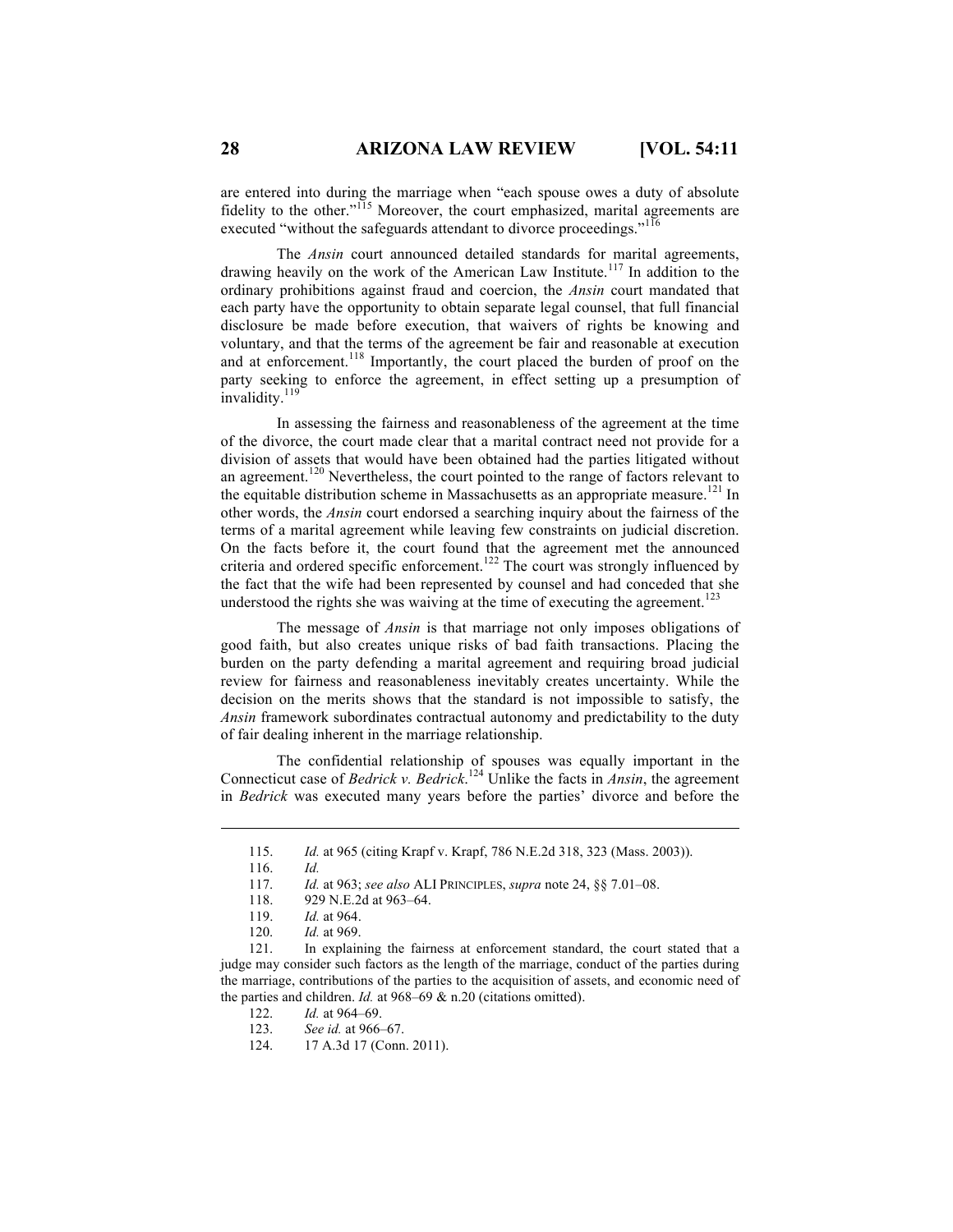are entered into during the marriage when "each spouse owes a duty of absolute fidelity to the other."[115] Moreover, the court emphasized, marital agreements are executed "without the safeguards attendant to divorce proceedings."[116]

The *Ansin* court announced detailed standards for marital agreements, drawing heavily on the work of the American Law Institute.[117] In addition to the ordinary prohibitions against fraud and coercion, the *Ansin* court mandated that each party have the opportunity to obtain separate legal counsel, that full financial disclosure be made before execution, that waivers of rights be knowing and voluntary, and that the terms of the agreement be fair and reasonable at execution and at enforcement.[118] Importantly, the court placed the burden of proof on the party seeking to enforce the agreement, in effect setting up a presumption of invalidity.[119]

In assessing the fairness and reasonableness of the agreement at the time of the divorce, the court made clear that a marital contract need not provide for a division of assets that would have been obtained had the parties litigated without an agreement.[120] Nevertheless, the court pointed to the range of factors relevant to the equitable distribution scheme in Massachusetts as an appropriate measure.[121] In other words, the *Ansin* court endorsed a searching inquiry about the fairness of the terms of a marital agreement while leaving few constraints on judicial discretion. On the facts before it, the court found that the agreement met the announced criteria and ordered specific enforcement.[122] The court was strongly influenced by the fact that the wife had been represented by counsel and had conceded that she understood the rights she was waiving at the time of executing the agreement.[123]

The message of *Ansin* is that marriage not only imposes obligations of good faith, but also creates unique risks of bad faith transactions. Placing the burden on the party defending a marital agreement and requiring broad judicial review for fairness and reasonableness inevitably creates uncertainty. While the decision on the merits shows that the standard is not impossible to satisfy, the *Ansin* framework subordinates contractual autonomy and predictability to the duty of fair dealing inherent in the marriage relationship.

The confidential relationship of spouses was equally important in the Connecticut case of *Bedrick v. Bedrick*.[124] Unlike the facts in *Ansin*, the agreement in *Bedrick* was executed many years before the parties' divorce and before the

---

115. *Id.* at 965 (citing Krapf v. Krapf, 786 N.E.2d 318, 323 (Mass. 2003)).

116. *Id.*

117. *Id.* at 963; *see also* ALI PRINCIPLES, *supra* note 24, §§ 7.01–08.

118. 929 N.E.2d at 963–64.

119. *Id.* at 964.

120. *Id.* at 969.

121. In explaining the fairness at enforcement standard, the court stated that a judge may consider such factors as the length of the marriage, conduct of the parties during the marriage, contributions of the parties to the acquisition of assets, and economic need of the parties and children. *Id.* at 968–69 & n.20 (citations omitted).

122. *Id.* at 964–69.

123. *See id.* at 966–67.

124. 17 A.3d 17 (Conn. 2011).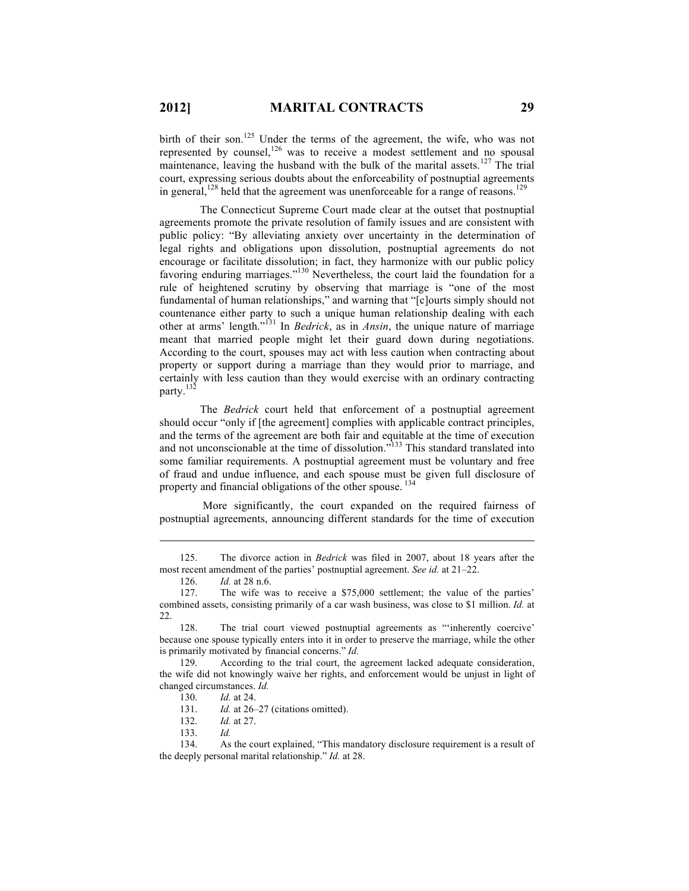birth of their son.[125] Under the terms of the agreement, the wife, who was not represented by counsel,[126] was to receive a modest settlement and no spousal maintenance, leaving the husband with the bulk of the marital assets.[127] The trial court, expressing serious doubts about the enforceability of postnuptial agreements in general,[128] held that the agreement was unenforceable for a range of reasons.[129]

The Connecticut Supreme Court made clear at the outset that postnuptial agreements promote the private resolution of family issues and are consistent with public policy: "By alleviating anxiety over uncertainty in the determination of legal rights and obligations upon dissolution, postnuptial agreements do not encourage or facilitate dissolution; in fact, they harmonize with our public policy favoring enduring marriages."[130] Nevertheless, the court laid the foundation for a rule of heightened scrutiny by observing that marriage is "one of the most fundamental of human relationships," and warning that "[c]ourts simply should not countenance either party to such a unique human relationship dealing with each other at arms' length."[131] In *Bedrick*, as in *Ansin*, the unique nature of marriage meant that married people might let their guard down during negotiations. According to the court, spouses may act with less caution when contracting about property or support during a marriage than they would prior to marriage, and certainly with less caution than they would exercise with an ordinary contracting party.[132]

The *Bedrick* court held that enforcement of a postnuptial agreement should occur "only if [the agreement] complies with applicable contract principles, and the terms of the agreement are both fair and equitable at the time of execution and not unconscionable at the time of dissolution."[133] This standard translated into some familiar requirements. A postnuptial agreement must be voluntary and free of fraud and undue influence, and each spouse must be given full disclosure of property and financial obligations of the other spouse.[134]

More significantly, the court expanded on the required fairness of postnuptial agreements, announcing different standards for the time of execution

---

125. The divorce action in *Bedrick* was filed in 2007, about 18 years after the most recent amendment of the parties' postnuptial agreement. *See id.* at 21–22.

126. *Id.* at 28 n.6.

127. The wife was to receive a $75,000 settlement; the value of the parties' combined assets, consisting primarily of a car wash business, was close to $1 million. *Id.* at 22.

128. The trial court viewed postnuptial agreements as "'inherently coercive' because one spouse typically enters into it in order to preserve the marriage, while the other is primarily motivated by financial concerns." *Id.*

129. According to the trial court, the agreement lacked adequate consideration, the wife did not knowingly waive her rights, and enforcement would be unjust in light of changed circumstances. *Id.*

130. *Id.* at 24.

131. *Id.* at 26–27 (citations omitted).

132. *Id.* at 27.

133. *Id.*

134. As the court explained, "This mandatory disclosure requirement is a result of the deeply personal marital relationship." *Id.* at 28.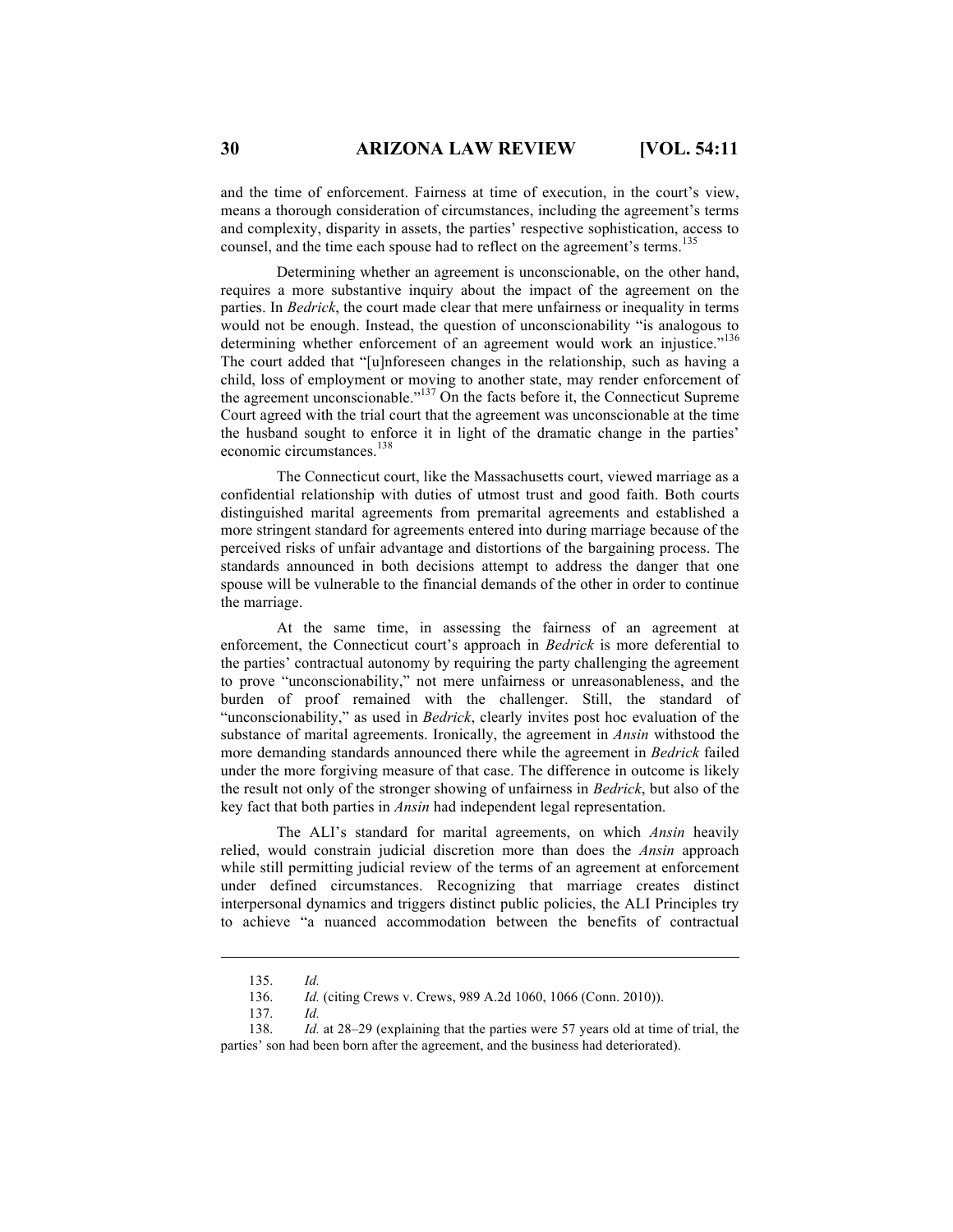and the time of enforcement. Fairness at time of execution, in the court's view, means a thorough consideration of circumstances, including the agreement's terms and complexity, disparity in assets, the parties' respective sophistication, access to counsel, and the time each spouse had to reflect on the agreement's terms.[135]

Determining whether an agreement is unconscionable, on the other hand, requires a more substantive inquiry about the impact of the agreement on the parties. In *Bedrick*, the court made clear that mere unfairness or inequality in terms would not be enough. Instead, the question of unconscionability "is analogous to determining whether enforcement of an agreement would work an injustice."[136] The court added that "[u]nforeseen changes in the relationship, such as having a child, loss of employment or moving to another state, may render enforcement of the agreement unconscionable."[137] On the facts before it, the Connecticut Supreme Court agreed with the trial court that the agreement was unconscionable at the time the husband sought to enforce it in light of the dramatic change in the parties' economic circumstances.[138]

The Connecticut court, like the Massachusetts court, viewed marriage as a confidential relationship with duties of utmost trust and good faith. Both courts distinguished marital agreements from premarital agreements and established a more stringent standard for agreements entered into during marriage because of the perceived risks of unfair advantage and distortions of the bargaining process. The standards announced in both decisions attempt to address the danger that one spouse will be vulnerable to the financial demands of the other in order to continue the marriage.

At the same time, in assessing the fairness of an agreement at enforcement, the Connecticut court's approach in *Bedrick* is more deferential to the parties' contractual autonomy by requiring the party challenging the agreement to prove "unconscionability," not mere unfairness or unreasonableness, and the burden of proof remained with the challenger. Still, the standard of "unconscionability," as used in *Bedrick*, clearly invites post hoc evaluation of the substance of marital agreements. Ironically, the agreement in *Ansin* withstood the more demanding standards announced there while the agreement in *Bedrick* failed under the more forgiving measure of that case. The difference in outcome is likely the result not only of the stronger showing of unfairness in *Bedrick*, but also of the key fact that both parties in *Ansin* had independent legal representation.

The ALI's standard for marital agreements, on which *Ansin* heavily relied, would constrain judicial discretion more than does the *Ansin* approach while still permitting judicial review of the terms of an agreement at enforcement under defined circumstances. Recognizing that marriage creates distinct interpersonal dynamics and triggers distinct public policies, the ALI Principles try to achieve "a nuanced accommodation between the benefits of contractual

---

135. *Id.*

136. *Id.* (citing Crews v. Crews, 989 A.2d 1060, 1066 (Conn. 2010)).

137. *Id.*

138. *Id.* at 28–29 (explaining that the parties were 57 years old at time of trial, the parties' son had been born after the agreement, and the business had deteriorated).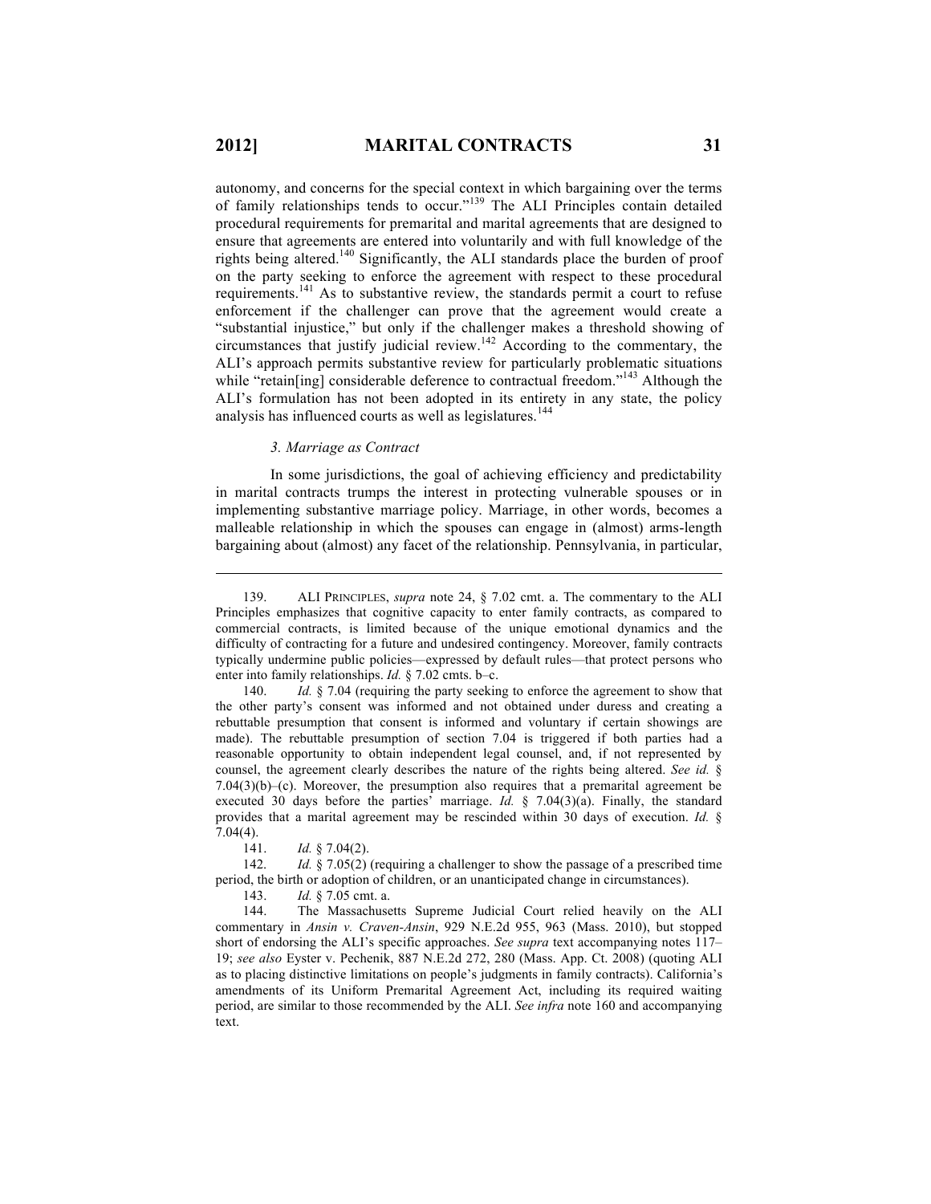autonomy, and concerns for the special context in which bargaining over the terms of family relationships tends to occur."[139] The ALI Principles contain detailed procedural requirements for premarital and marital agreements that are designed to ensure that agreements are entered into voluntarily and with full knowledge of the rights being altered.[140] Significantly, the ALI standards place the burden of proof on the party seeking to enforce the agreement with respect to these procedural requirements.[141] As to substantive review, the standards permit a court to refuse enforcement if the challenger can prove that the agreement would create a "substantial injustice," but only if the challenger makes a threshold showing of circumstances that justify judicial review.[142] According to the commentary, the ALI's approach permits substantive review for particularly problematic situations while "retain[ing] considerable deference to contractual freedom."[143] Although the ALI's formulation has not been adopted in its entirety in any state, the policy analysis has influenced courts as well as legislatures.[144]

### *3. Marriage as Contract*

In some jurisdictions, the goal of achieving efficiency and predictability in marital contracts trumps the interest in protecting vulnerable spouses or in implementing substantive marriage policy. Marriage, in other words, becomes a malleable relationship in which the spouses can engage in (almost) arms-length bargaining about (almost) any facet of the relationship. Pennsylvania, in particular,

---

139. ALI PRINCIPLES, *supra* note 24, § 7.02 cmt. a. The commentary to the ALI Principles emphasizes that cognitive capacity to enter family contracts, as compared to commercial contracts, is limited because of the unique emotional dynamics and the difficulty of contracting for a future and undesired contingency. Moreover, family contracts typically undermine public policies—expressed by default rules—that protect persons who enter into family relationships. *Id.* § 7.02 cmts. b–c.

140. *Id.* § 7.04 (requiring the party seeking to enforce the agreement to show that the other party's consent was informed and not obtained under duress and creating a rebuttable presumption that consent is informed and voluntary if certain showings are made). The rebuttable presumption of section 7.04 is triggered if both parties had a reasonable opportunity to obtain independent legal counsel, and, if not represented by counsel, the agreement clearly describes the nature of the rights being altered. *See id.* § 7.04(3)(b)–(c). Moreover, the presumption also requires that a premarital agreement be executed 30 days before the parties' marriage. *Id.* § 7.04(3)(a). Finally, the standard provides that a marital agreement may be rescinded within 30 days of execution. *Id.* § 7.04(4).

141. *Id.* § 7.04(2).

142. *Id.* § 7.05(2) (requiring a challenger to show the passage of a prescribed time period, the birth or adoption of children, or an unanticipated change in circumstances).

143. *Id.* § 7.05 cmt. a.

144. The Massachusetts Supreme Judicial Court relied heavily on the ALI commentary in *Ansin v. Craven-Ansin*, 929 N.E.2d 955, 963 (Mass. 2010), but stopped short of endorsing the ALI's specific approaches. *See supra* text accompanying notes 117–19; *see also* Eyster v. Pechenik, 887 N.E.2d 272, 280 (Mass. App. Ct. 2008) (quoting ALI as to placing distinctive limitations on people's judgments in family contracts). California's amendments of its Uniform Premarital Agreement Act, including its required waiting period, are similar to those recommended by the ALI. *See infra* note 160 and accompanying text.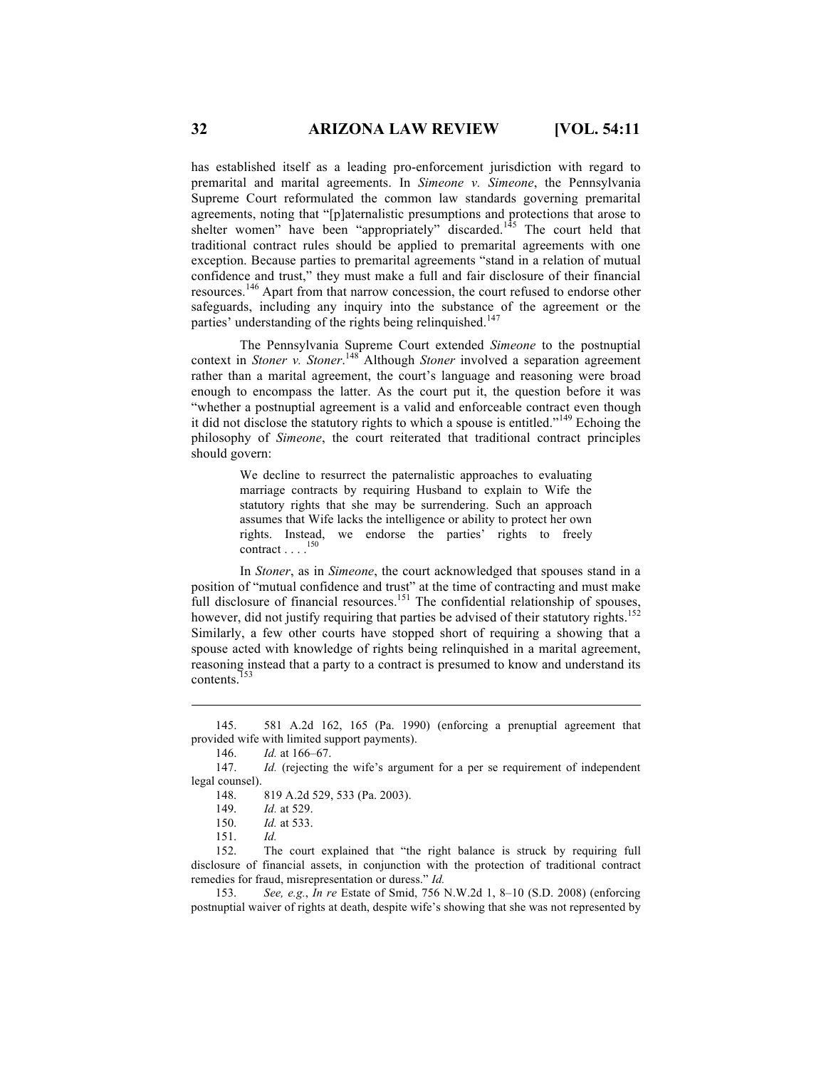has established itself as a leading pro-enforcement jurisdiction with regard to premarital and marital agreements. In *Simeone v. Simeone*, the Pennsylvania Supreme Court reformulated the common law standards governing premarital agreements, noting that "[p]aternalistic presumptions and protections that arose to shelter women" have been "appropriately" discarded.[145] The court held that traditional contract rules should be applied to premarital agreements with one exception. Because parties to premarital agreements "stand in a relation of mutual confidence and trust," they must make a full and fair disclosure of their financial resources.[146] Apart from that narrow concession, the court refused to endorse other safeguards, including any inquiry into the substance of the agreement or the parties' understanding of the rights being relinquished.[147]

The Pennsylvania Supreme Court extended *Simeone* to the postnuptial context in *Stoner v. Stoner*.[148] Although *Stoner* involved a separation agreement rather than a marital agreement, the court's language and reasoning were broad enough to encompass the latter. As the court put it, the question before it was "whether a postnuptial agreement is a valid and enforceable contract even though it did not disclose the statutory rights to which a spouse is entitled."[149] Echoing the philosophy of *Simeone*, the court reiterated that traditional contract principles should govern:

> We decline to resurrect the paternalistic approaches to evaluating marriage contracts by requiring Husband to explain to Wife the statutory rights that she may be surrendering. Such an approach assumes that Wife lacks the intelligence or ability to protect her own rights. Instead, we endorse the parties' rights to freely contract . . . .[150]

In *Stoner*, as in *Simeone*, the court acknowledged that spouses stand in a position of "mutual confidence and trust" at the time of contracting and must make full disclosure of financial resources.[151] The confidential relationship of spouses, however, did not justify requiring that parties be advised of their statutory rights.[152] Similarly, a few other courts have stopped short of requiring a showing that a spouse acted with knowledge of rights being relinquished in a marital agreement, reasoning instead that a party to a contract is presumed to know and understand its contents.[153]

---

145. 581 A.2d 162, 165 (Pa. 1990) (enforcing a prenuptial agreement that provided wife with limited support payments).

146. *Id.* at 166–67.

147. *Id.* (rejecting the wife's argument for a per se requirement of independent legal counsel).

148. 819 A.2d 529, 533 (Pa. 2003).

149. *Id.* at 529.

150. *Id.* at 533.

151. *Id.*

152. The court explained that "the right balance is struck by requiring full disclosure of financial assets, in conjunction with the protection of traditional contract remedies for fraud, misrepresentation or duress." *Id.*

153. *See, e.g.*, *In re* Estate of Smid, 756 N.W.2d 1, 8–10 (S.D. 2008) (enforcing postnuptial waiver of rights at death, despite wife's showing that she was not represented by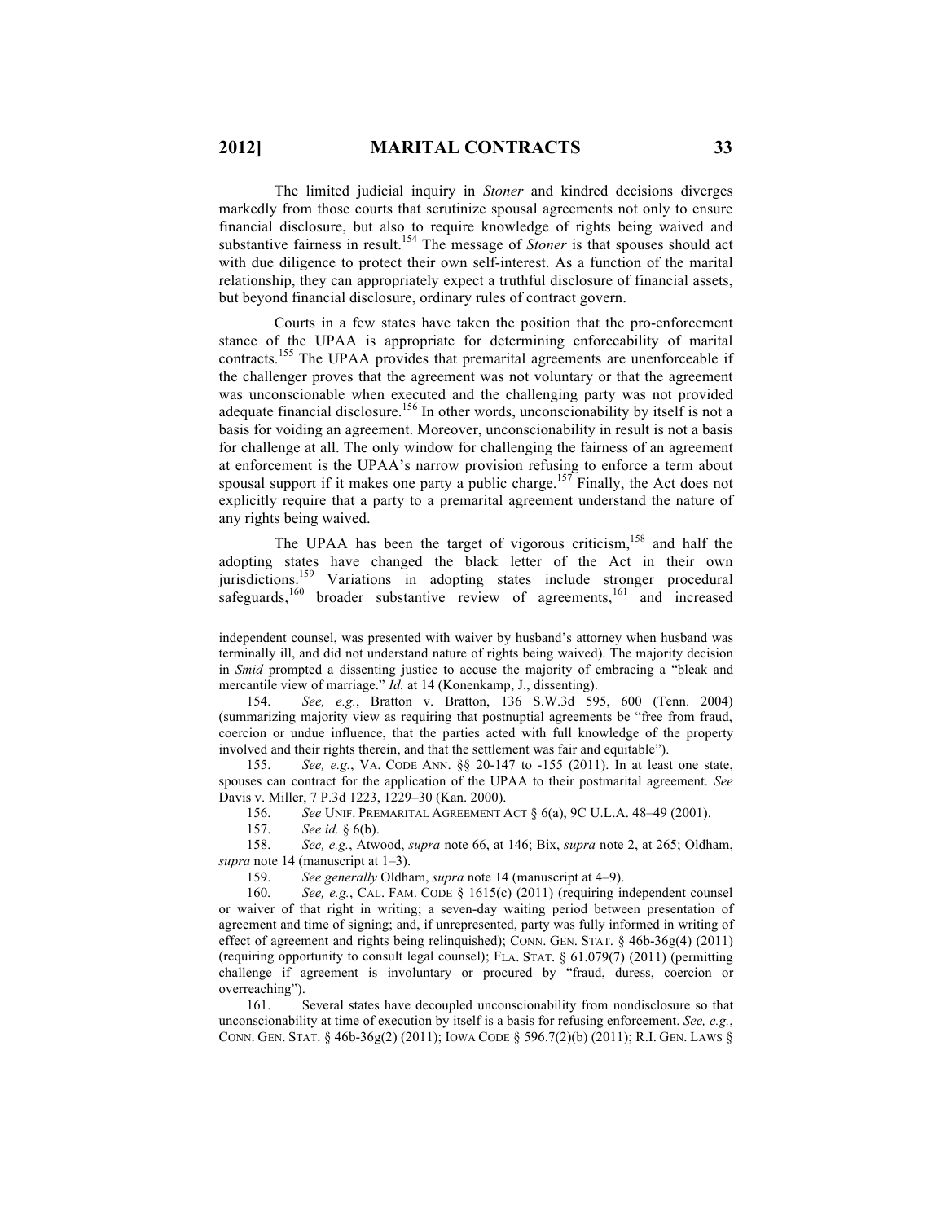The limited judicial inquiry in *Stoner* and kindred decisions diverges markedly from those courts that scrutinize spousal agreements not only to ensure financial disclosure, but also to require knowledge of rights being waived and substantive fairness in result.[154] The message of *Stoner* is that spouses should act with due diligence to protect their own self-interest. As a function of the marital relationship, they can appropriately expect a truthful disclosure of financial assets, but beyond financial disclosure, ordinary rules of contract govern.

Courts in a few states have taken the position that the pro-enforcement stance of the UPAA is appropriate for determining enforceability of marital contracts.[155] The UPAA provides that premarital agreements are unenforceable if the challenger proves that the agreement was not voluntary or that the agreement was unconscionable when executed and the challenging party was not provided adequate financial disclosure.[156] In other words, unconscionability by itself is not a basis for voiding an agreement. Moreover, unconscionability in result is not a basis for challenge at all. The only window for challenging the fairness of an agreement at enforcement is the UPAA's narrow provision refusing to enforce a term about spousal support if it makes one party a public charge.[157] Finally, the Act does not explicitly require that a party to a premarital agreement understand the nature of any rights being waived.

The UPAA has been the target of vigorous criticism,[158] and half the adopting states have changed the black letter of the Act in their own jurisdictions.[159] Variations in adopting states include stronger procedural safeguards,[160] broader substantive review of agreements,[161] and increased

---

independent counsel, was presented with waiver by husband's attorney when husband was terminally ill, and did not understand nature of rights being waived). The majority decision in *Smid* prompted a dissenting justice to accuse the majority of embracing a "bleak and mercantile view of marriage." *Id.* at 14 (Konenkamp, J., dissenting).

154. *See, e.g.*, Bratton v. Bratton, 136 S.W.3d 595, 600 (Tenn. 2004) (summarizing majority view as requiring that postnuptial agreements be "free from fraud, coercion or undue influence, that the parties acted with full knowledge of the property involved and their rights therein, and that the settlement was fair and equitable").

155. *See, e.g.*, VA. CODE ANN. §§ 20-147 to -155 (2011). In at least one state, spouses can contract for the application of the UPAA to their postmarital agreement. *See* Davis v. Miller, 7 P.3d 1223, 1229–30 (Kan. 2000).

156. *See* UNIF. PREMARITAL AGREEMENT ACT § 6(a), 9C U.L.A. 48–49 (2001).

157. *See id.* § 6(b).

158. *See, e.g.*, Atwood, *supra* note 66, at 146; Bix, *supra* note 2, at 265; Oldham, *supra* note 14 (manuscript at 1–3).

159. *See generally* Oldham, *supra* note 14 (manuscript at 4–9).

160. *See, e.g.*, CAL. FAM. CODE § 1615(c) (2011) (requiring independent counsel or waiver of that right in writing; a seven-day waiting period between presentation of agreement and time of signing; and, if unrepresented, party was fully informed in writing of effect of agreement and rights being relinquished); CONN. GEN. STAT. § 46b-36g(4) (2011) (requiring opportunity to consult legal counsel); FLA. STAT. § 61.079(7) (2011) (permitting challenge if agreement is involuntary or procured by "fraud, duress, coercion or overreaching").

161. Several states have decoupled unconscionability from nondisclosure so that unconscionability at time of execution by itself is a basis for refusing enforcement. *See, e.g.*, CONN. GEN. STAT. § 46b-36g(2) (2011); IOWA CODE § 596.7(2)(b) (2011); R.I. GEN. LAWS §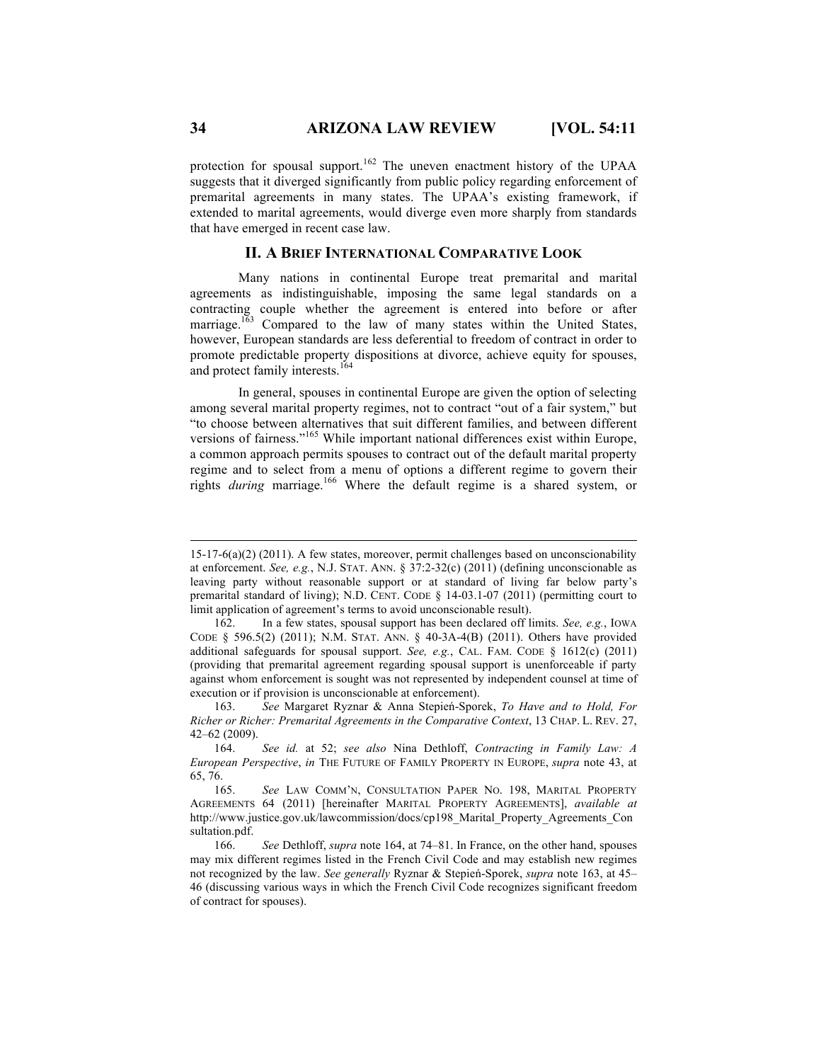protection for spousal support.[162] The uneven enactment history of the UPAA suggests that it diverged significantly from public policy regarding enforcement of premarital agreements in many states. The UPAA's existing framework, if extended to marital agreements, would diverge even more sharply from standards that have emerged in recent case law.

## II. A BRIEF INTERNATIONAL COMPARATIVE LOOK

Many nations in continental Europe treat premarital and marital agreements as indistinguishable, imposing the same legal standards on a contracting couple whether the agreement is entered into before or after marriage.[163] Compared to the law of many states within the United States, however, European standards are less deferential to freedom of contract in order to promote predictable property dispositions at divorce, achieve equity for spouses, and protect family interests.[164]

In general, spouses in continental Europe are given the option of selecting among several marital property regimes, not to contract "out of a fair system," but "to choose between alternatives that suit different families, and between different versions of fairness."[165] While important national differences exist within Europe, a common approach permits spouses to contract out of the default marital property regime and to select from a menu of options a different regime to govern their rights *during* marriage.[166] Where the default regime is a shared system, or

---

15-17-6(a)(2) (2011). A few states, moreover, permit challenges based on unconscionability at enforcement. *See, e.g.*, N.J. STAT. ANN. § 37:2-32(c) (2011) (defining unconscionable as leaving party without reasonable support or at standard of living far below party's premarital standard of living); N.D. CENT. CODE § 14-03.1-07 (2011) (permitting court to limit application of agreement's terms to avoid unconscionable result).

162. In a few states, spousal support has been declared off limits. *See, e.g.*, IOWA CODE § 596.5(2) (2011); N.M. STAT. ANN. § 40-3A-4(B) (2011). Others have provided additional safeguards for spousal support. *See, e.g.*, CAL. FAM. CODE § 1612(c) (2011) (providing that premarital agreement regarding spousal support is unenforceable if party against whom enforcement is sought was not represented by independent counsel at time of execution or if provision is unconscionable at enforcement).

163. *See* Margaret Ryznar & Anna Stepień-Sporek, *To Have and to Hold, For Richer or Richer: Premarital Agreements in the Comparative Context*, 13 CHAP. L. REV. 27, 42–62 (2009).

164. *See id.* at 52; *see also* Nina Dethloff, *Contracting in Family Law: A European Perspective*, *in* THE FUTURE OF FAMILY PROPERTY IN EUROPE, *supra* note 43, at 65, 76.

165. *See* LAW COMM'N, CONSULTATION PAPER NO. 198, MARITAL PROPERTY AGREEMENTS 64 (2011) [hereinafter MARITAL PROPERTY AGREEMENTS], *available at* http://www.justice.gov.uk/lawcommission/docs/cp198_Marital_Property_Agreements_Consultation.pdf.

166. *See* Dethloff, *supra* note 164, at 74–81. In France, on the other hand, spouses may mix different regimes listed in the French Civil Code and may establish new regimes not recognized by the law. *See generally* Ryznar & Stepień-Sporek, *supra* note 163, at 45–46 (discussing various ways in which the French Civil Code recognizes significant freedom of contract for spouses).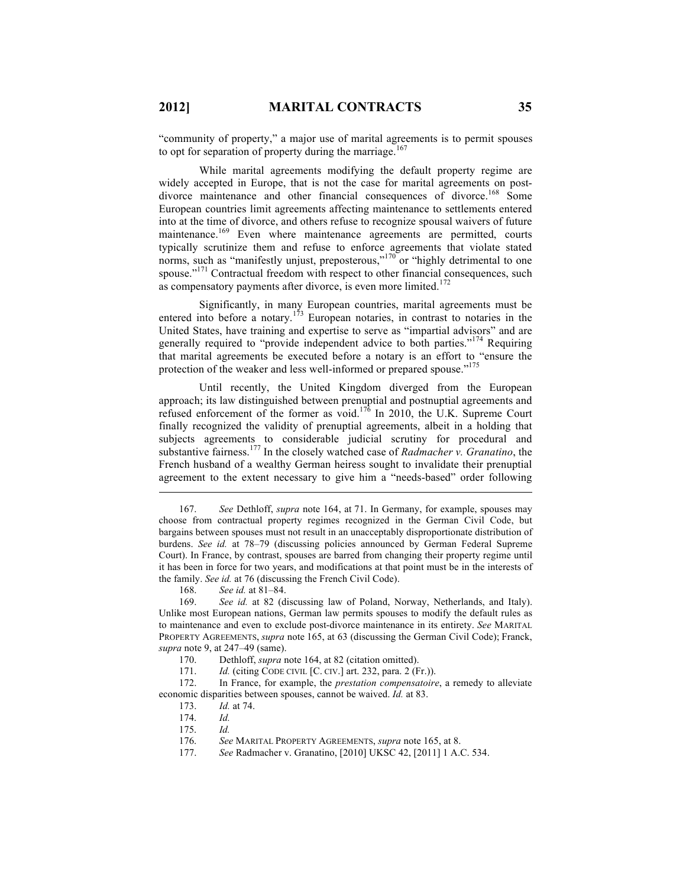"community of property," a major use of marital agreements is to permit spouses to opt for separation of property during the marriage.[167]

While marital agreements modifying the default property regime are widely accepted in Europe, that is not the case for marital agreements on post-divorce maintenance and other financial consequences of divorce.[168] Some European countries limit agreements affecting maintenance to settlements entered into at the time of divorce, and others refuse to recognize spousal waivers of future maintenance.[169] Even where maintenance agreements are permitted, courts typically scrutinize them and refuse to enforce agreements that violate stated norms, such as "manifestly unjust, preposterous,"[170] or "highly detrimental to one spouse."[171] Contractual freedom with respect to other financial consequences, such as compensatory payments after divorce, is even more limited.[172]

Significantly, in many European countries, marital agreements must be entered into before a notary.[173] European notaries, in contrast to notaries in the United States, have training and expertise to serve as "impartial advisors" and are generally required to "provide independent advice to both parties."[174] Requiring that marital agreements be executed before a notary is an effort to "ensure the protection of the weaker and less well-informed or prepared spouse."[175]

Until recently, the United Kingdom diverged from the European approach; its law distinguished between prenuptial and postnuptial agreements and refused enforcement of the former as void.[176] In 2010, the U.K. Supreme Court finally recognized the validity of prenuptial agreements, albeit in a holding that subjects agreements to considerable judicial scrutiny for procedural and substantive fairness.[177] In the closely watched case of *Radmacher v. Granatino*, the French husband of a wealthy German heiress sought to invalidate their prenuptial agreement to the extent necessary to give him a "needs-based" order following

---

167. *See* Dethloff, *supra* note 164, at 71. In Germany, for example, spouses may choose from contractual property regimes recognized in the German Civil Code, but bargains between spouses must not result in an unacceptably disproportionate distribution of burdens. *See id.* at 78–79 (discussing policies announced by German Federal Supreme Court). In France, by contrast, spouses are barred from changing their property regime until it has been in force for two years, and modifications at that point must be in the interests of the family. *See id.* at 76 (discussing the French Civil Code).

168. *See id.* at 81–84.

169. *See id.* at 82 (discussing law of Poland, Norway, Netherlands, and Italy). Unlike most European nations, German law permits spouses to modify the default rules as to maintenance and even to exclude post-divorce maintenance in its entirety. *See* MARITAL PROPERTY AGREEMENTS, *supra* note 165, at 63 (discussing the German Civil Code); Franck, *supra* note 9, at 247–49 (same).

170. Dethloff, *supra* note 164, at 82 (citation omitted).

171. *Id.* (citing CODE CIVIL [C. CIV.] art. 232, para. 2 (Fr.)).

172. In France, for example, the *prestation compensatoire*, a remedy to alleviate economic disparities between spouses, cannot be waived. *Id.* at 83.

173. *Id.* at 74.

174. *Id.*

175. *Id.*

176. *See* MARITAL PROPERTY AGREEMENTS, *supra* note 165, at 8.

177. *See* Radmacher v. Granatino, [2010] UKSC 42, [2011] 1 A.C. 534.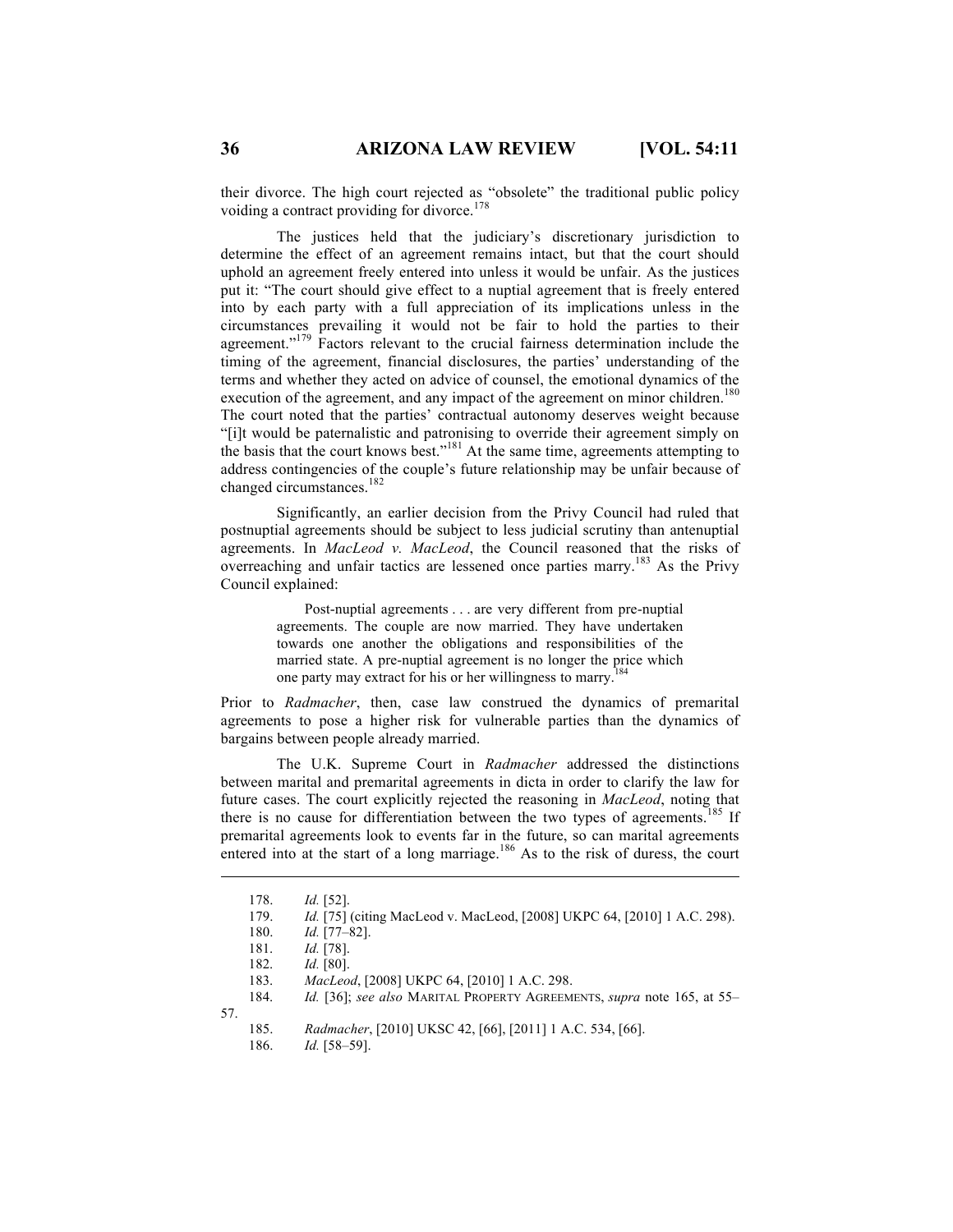their divorce. The high court rejected as "obsolete" the traditional public policy voiding a contract providing for divorce.[178]

The justices held that the judiciary's discretionary jurisdiction to determine the effect of an agreement remains intact, but that the court should uphold an agreement freely entered into unless it would be unfair. As the justices put it: "The court should give effect to a nuptial agreement that is freely entered into by each party with a full appreciation of its implications unless in the circumstances prevailing it would not be fair to hold the parties to their agreement."[179] Factors relevant to the crucial fairness determination include the timing of the agreement, financial disclosures, the parties' understanding of the terms and whether they acted on advice of counsel, the emotional dynamics of the execution of the agreement, and any impact of the agreement on minor children.[180] The court noted that the parties' contractual autonomy deserves weight because "[i]t would be paternalistic and patronising to override their agreement simply on the basis that the court knows best."[181] At the same time, agreements attempting to address contingencies of the couple's future relationship may be unfair because of changed circumstances.[182]

Significantly, an earlier decision from the Privy Council had ruled that postnuptial agreements should be subject to less judicial scrutiny than antenuptial agreements. In *MacLeod v. MacLeod*, the Council reasoned that the risks of overreaching and unfair tactics are lessened once parties marry.[183] As the Privy Council explained:

> Post-nuptial agreements . . . are very different from pre-nuptial agreements. The couple are now married. They have undertaken towards one another the obligations and responsibilities of the married state. A pre-nuptial agreement is no longer the price which one party may extract for his or her willingness to marry.[184]

Prior to *Radmacher*, then, case law construed the dynamics of premarital agreements to pose a higher risk for vulnerable parties than the dynamics of bargains between people already married.

The U.K. Supreme Court in *Radmacher* addressed the distinctions between marital and premarital agreements in dicta in order to clarify the law for future cases. The court explicitly rejected the reasoning in *MacLeod*, noting that there is no cause for differentiation between the two types of agreements.[185] If premarital agreements look to events far in the future, so can marital agreements entered into at the start of a long marriage.[186] As to the risk of duress, the court

---

178. *Id.* [52].

179. *Id.* [75] (citing MacLeod v. MacLeod, [2008] UKPC 64, [2010] 1 A.C. 298).

180. *Id.* [77–82].

181. *Id.* [78].

182. *Id.* [80].

183. *MacLeod*, [2008] UKPC 64, [2010] 1 A.C. 298.

184. *Id.* [36]; *see also* MARITAL PROPERTY AGREEMENTS, *supra* note 165, at 55–57.

185. *Radmacher*, [2010] UKSC 42, [66], [2011] 1 A.C. 534, [66].

186. *Id.* [58–59].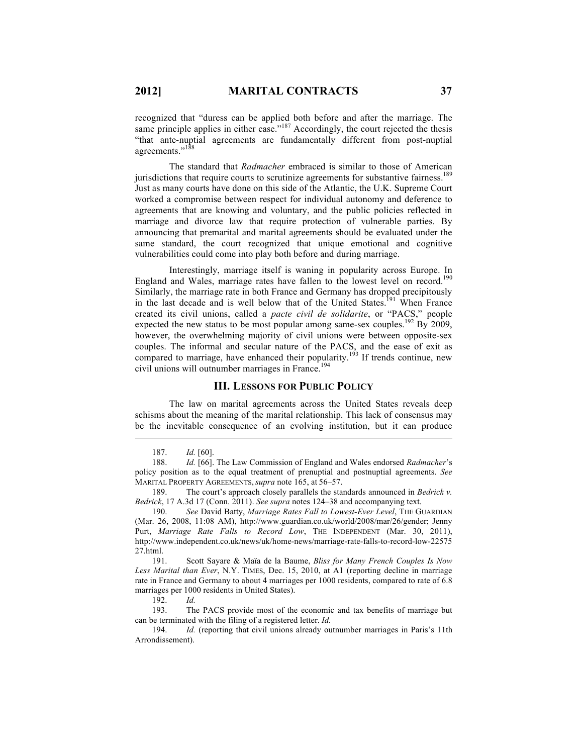recognized that "duress can be applied both before and after the marriage. The same principle applies in either case."[187] Accordingly, the court rejected the thesis "that ante-nuptial agreements are fundamentally different from post-nuptial agreements."[188]

The standard that *Radmacher* embraced is similar to those of American jurisdictions that require courts to scrutinize agreements for substantive fairness.[189] Just as many courts have done on this side of the Atlantic, the U.K. Supreme Court worked a compromise between respect for individual autonomy and deference to agreements that are knowing and voluntary, and the public policies reflected in marriage and divorce law that require protection of vulnerable parties. By announcing that premarital and marital agreements should be evaluated under the same standard, the court recognized that unique emotional and cognitive vulnerabilities could come into play both before and during marriage.

Interestingly, marriage itself is waning in popularity across Europe. In England and Wales, marriage rates have fallen to the lowest level on record.[190] Similarly, the marriage rate in both France and Germany has dropped precipitously in the last decade and is well below that of the United States.[191] When France created its civil unions, called a *pacte civil de solidarite*, or "PACS," people expected the new status to be most popular among same-sex couples.[192] By 2009, however, the overwhelming majority of civil unions were between opposite-sex couples. The informal and secular nature of the PACS, and the ease of exit as compared to marriage, have enhanced their popularity.[193] If trends continue, new civil unions will outnumber marriages in France.[194]

## III. Lessons for Public Policy

The law on marital agreements across the United States reveals deep schisms about the meaning of the marital relationship. This lack of consensus may be the inevitable consequence of an evolving institution, but it can produce

---

187. *Id.* [60].

188. *Id.* [66]. The Law Commission of England and Wales endorsed *Radmacher*'s policy position as to the equal treatment of prenuptial and postnuptial agreements. *See* MARITAL PROPERTY AGREEMENTS, *supra* note 165, at 56–57.

189. The court's approach closely parallels the standards announced in *Bedrick v. Bedrick*, 17 A.3d 17 (Conn. 2011). *See supra* notes 124–38 and accompanying text.

190. *See* David Batty, *Marriage Rates Fall to Lowest-Ever Level*, THE GUARDIAN (Mar. 26, 2008, 11:08 AM), http://www.guardian.co.uk/world/2008/mar/26/gender; Jenny Purt, *Marriage Rate Falls to Record Low*, THE INDEPENDENT (Mar. 30, 2011), http://www.independent.co.uk/news/uk/home-news/marriage-rate-falls-to-record-low-2257527.html.

191. Scott Sayare & Maïa de la Baume, *Bliss for Many French Couples Is Now Less Marital than Ever*, N.Y. TIMES, Dec. 15, 2010, at A1 (reporting decline in marriage rate in France and Germany to about 4 marriages per 1000 residents, compared to rate of 6.8 marriages per 1000 residents in United States).

192. *Id.*

193. The PACS provide most of the economic and tax benefits of marriage but can be terminated with the filing of a registered letter. *Id.*

194. *Id.* (reporting that civil unions already outnumber marriages in Paris's 11th Arrondissement).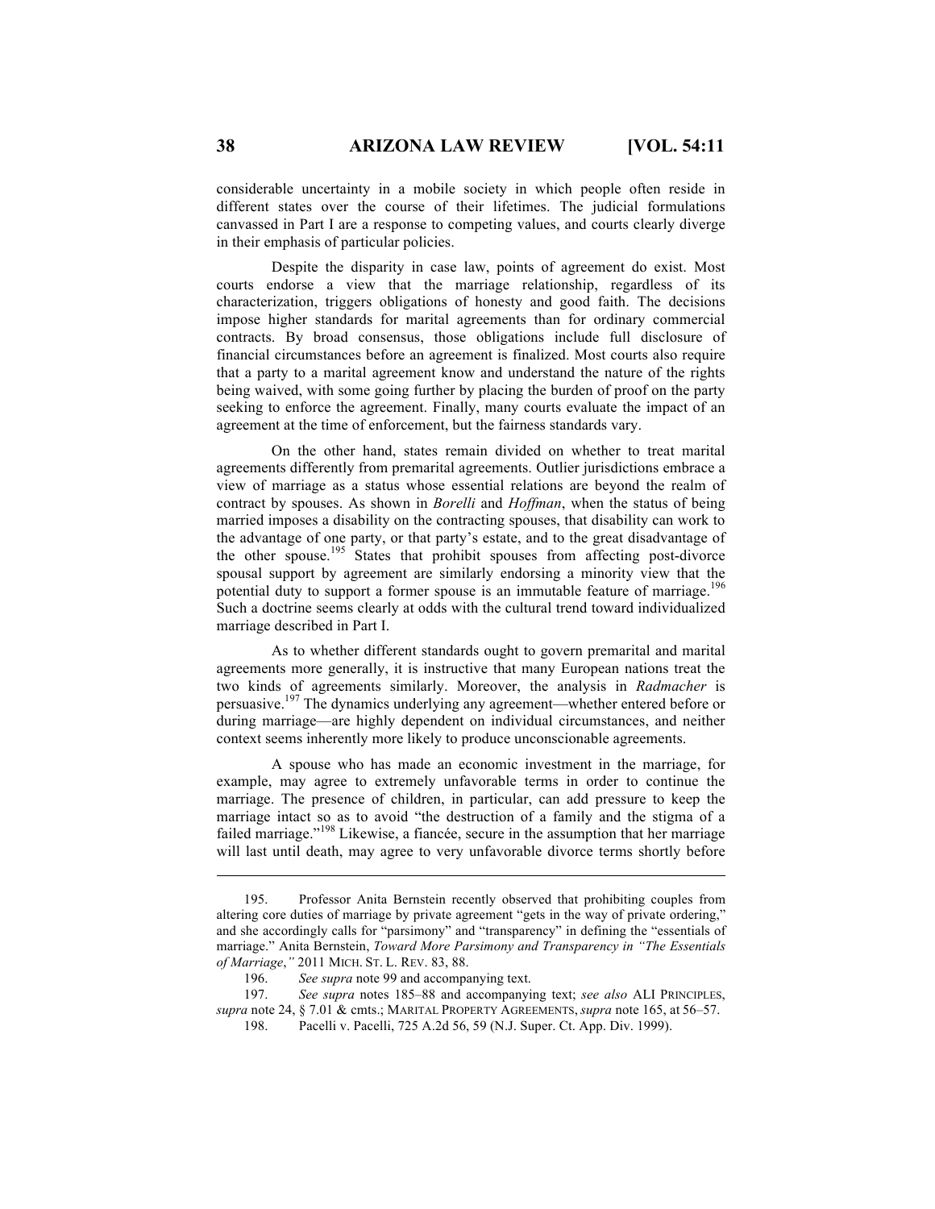considerable uncertainty in a mobile society in which people often reside in different states over the course of their lifetimes. The judicial formulations canvassed in Part I are a response to competing values, and courts clearly diverge in their emphasis of particular policies.

Despite the disparity in case law, points of agreement do exist. Most courts endorse a view that the marriage relationship, regardless of its characterization, triggers obligations of honesty and good faith. The decisions impose higher standards for marital agreements than for ordinary commercial contracts. By broad consensus, those obligations include full disclosure of financial circumstances before an agreement is finalized. Most courts also require that a party to a marital agreement know and understand the nature of the rights being waived, with some going further by placing the burden of proof on the party seeking to enforce the agreement. Finally, many courts evaluate the impact of an agreement at the time of enforcement, but the fairness standards vary.

On the other hand, states remain divided on whether to treat marital agreements differently from premarital agreements. Outlier jurisdictions embrace a view of marriage as a status whose essential relations are beyond the realm of contract by spouses. As shown in *Borelli* and *Hoffman*, when the status of being married imposes a disability on the contracting spouses, that disability can work to the advantage of one party, or that party's estate, and to the great disadvantage of the other spouse.[195] States that prohibit spouses from affecting post-divorce spousal support by agreement are similarly endorsing a minority view that the potential duty to support a former spouse is an immutable feature of marriage.[196] Such a doctrine seems clearly at odds with the cultural trend toward individualized marriage described in Part I.

As to whether different standards ought to govern premarital and marital agreements more generally, it is instructive that many European nations treat the two kinds of agreements similarly. Moreover, the analysis in *Radmacher* is persuasive.[197] The dynamics underlying any agreement—whether entered before or during marriage—are highly dependent on individual circumstances, and neither context seems inherently more likely to produce unconscionable agreements.

A spouse who has made an economic investment in the marriage, for example, may agree to extremely unfavorable terms in order to continue the marriage. The presence of children, in particular, can add pressure to keep the marriage intact so as to avoid "the destruction of a family and the stigma of a failed marriage."[198] Likewise, a fiancée, secure in the assumption that her marriage will last until death, may agree to very unfavorable divorce terms shortly before

---

195. Professor Anita Bernstein recently observed that prohibiting couples from altering core duties of marriage by private agreement "gets in the way of private ordering," and she accordingly calls for "parsimony" and "transparency" in defining the "essentials of marriage." Anita Bernstein, *Toward More Parsimony and Transparency in "The Essentials of Marriage*,*"* 2011 MICH. ST. L. REV. 83, 88.

196. *See supra* note 99 and accompanying text.

197. *See supra* notes 185–88 and accompanying text; *see also* ALI PRINCIPLES, *supra* note 24, § 7.01 & cmts.; MARITAL PROPERTY AGREEMENTS, *supra* note 165, at 56–57.

198. Pacelli v. Pacelli, 725 A.2d 56, 59 (N.J. Super. Ct. App. Div. 1999).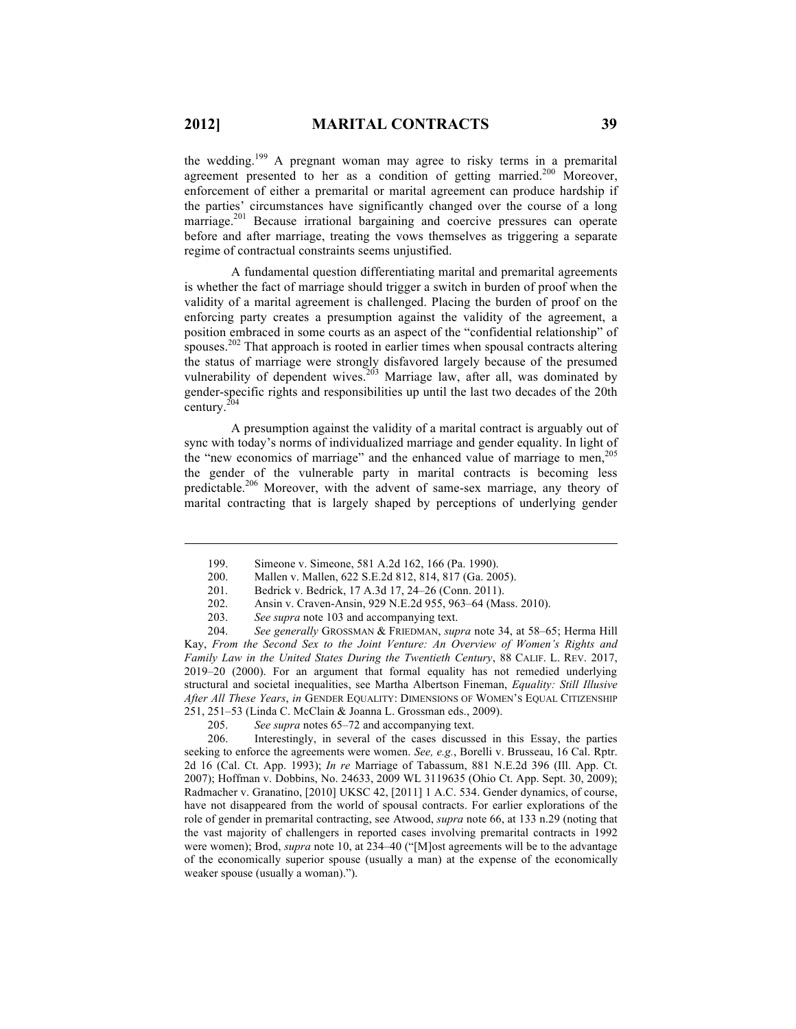the wedding.[199] A pregnant woman may agree to risky terms in a premarital agreement presented to her as a condition of getting married.[200] Moreover, enforcement of either a premarital or marital agreement can produce hardship if the parties' circumstances have significantly changed over the course of a long marriage.[201] Because irrational bargaining and coercive pressures can operate before and after marriage, treating the vows themselves as triggering a separate regime of contractual constraints seems unjustified.

A fundamental question differentiating marital and premarital agreements is whether the fact of marriage should trigger a switch in burden of proof when the validity of a marital agreement is challenged. Placing the burden of proof on the enforcing party creates a presumption against the validity of the agreement, a position embraced in some courts as an aspect of the "confidential relationship" of spouses.[202] That approach is rooted in earlier times when spousal contracts altering the status of marriage were strongly disfavored largely because of the presumed vulnerability of dependent wives.[203] Marriage law, after all, was dominated by gender-specific rights and responsibilities up until the last two decades of the 20th century.[204]

A presumption against the validity of a marital contract is arguably out of sync with today's norms of individualized marriage and gender equality. In light of the "new economics of marriage" and the enhanced value of marriage to men,[205] the gender of the vulnerable party in marital contracts is becoming less predictable.[206] Moreover, with the advent of same-sex marriage, any theory of marital contracting that is largely shaped by perceptions of underlying gender

---

199. Simeone v. Simeone, 581 A.2d 162, 166 (Pa. 1990).

200. Mallen v. Mallen, 622 S.E.2d 812, 814, 817 (Ga. 2005).

201. Bedrick v. Bedrick, 17 A.3d 17, 24–26 (Conn. 2011).

202. Ansin v. Craven-Ansin, 929 N.E.2d 955, 963–64 (Mass. 2010).

203. *See supra* note 103 and accompanying text.

204. *See generally* GROSSMAN & FRIEDMAN, *supra* note 34, at 58–65; Herma Hill Kay, *From the Second Sex to the Joint Venture: An Overview of Women's Rights and Family Law in the United States During the Twentieth Century*, 88 CALIF. L. REV. 2017, 2019–20 (2000). For an argument that formal equality has not remedied underlying structural and societal inequalities, see Martha Albertson Fineman, *Equality: Still Illusive After All These Years*, *in* GENDER EQUALITY: DIMENSIONS OF WOMEN'S EQUAL CITIZENSHIP 251, 251–53 (Linda C. McClain & Joanna L. Grossman eds., 2009).

205. *See supra* notes 65–72 and accompanying text.

206. Interestingly, in several of the cases discussed in this Essay, the parties seeking to enforce the agreements were women. *See, e.g.*, Borelli v. Brusseau, 16 Cal. Rptr. 2d 16 (Cal. Ct. App. 1993); *In re* Marriage of Tabassum, 881 N.E.2d 396 (Ill. App. Ct. 2007); Hoffman v. Dobbins, No. 24633, 2009 WL 3119635 (Ohio Ct. App. Sept. 30, 2009); Radmacher v. Granatino, [2010] UKSC 42, [2011] 1 A.C. 534. Gender dynamics, of course, have not disappeared from the world of spousal contracts. For earlier explorations of the role of gender in premarital contracting, see Atwood, *supra* note 66, at 133 n.29 (noting that the vast majority of challengers in reported cases involving premarital contracts in 1992 were women); Brod, *supra* note 10, at 234–40 ("[M]ost agreements will be to the advantage of the economically superior spouse (usually a man) at the expense of the economically weaker spouse (usually a woman).").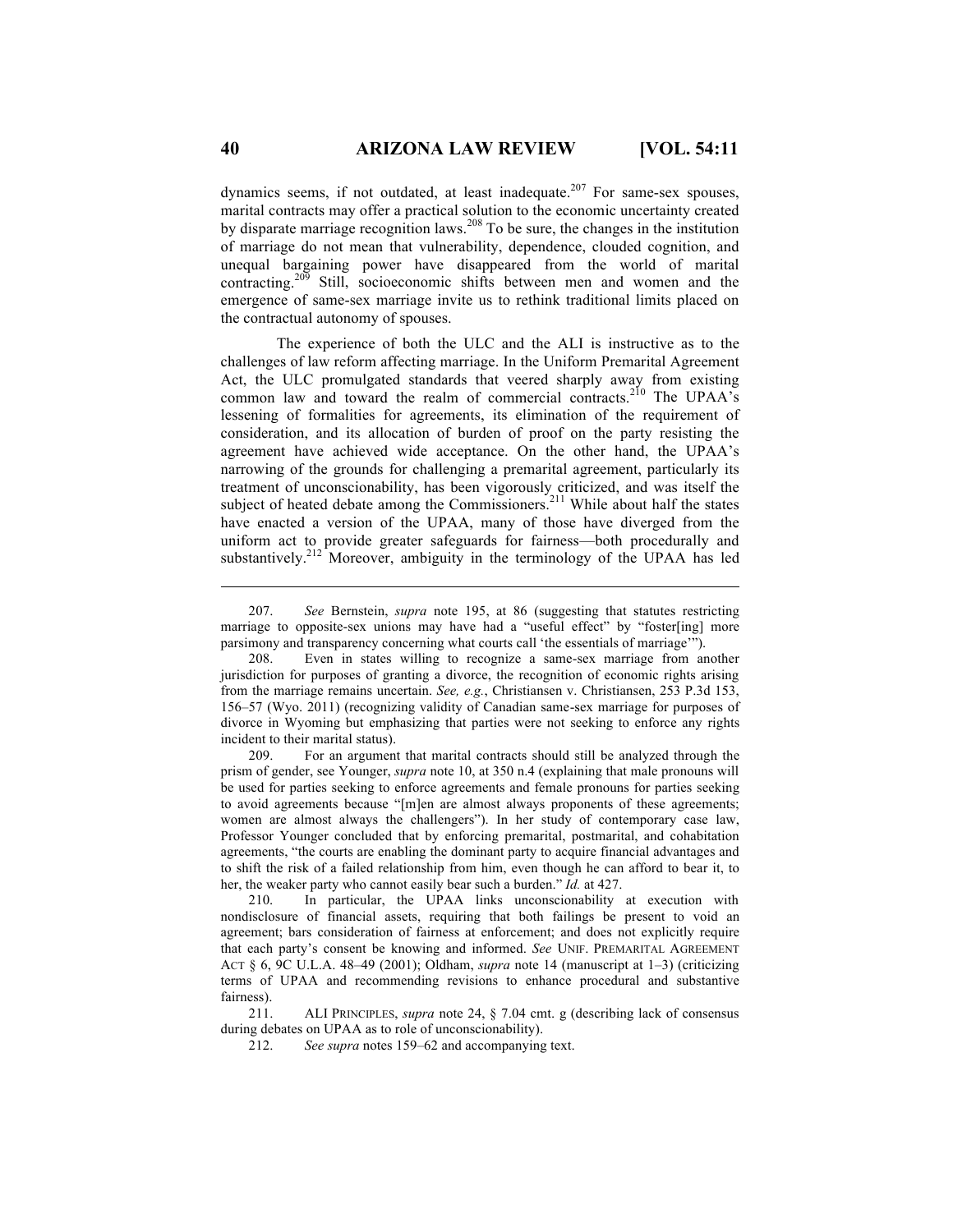dynamics seems, if not outdated, at least inadequate.[207] For same-sex spouses, marital contracts may offer a practical solution to the economic uncertainty created by disparate marriage recognition laws.[208] To be sure, the changes in the institution of marriage do not mean that vulnerability, dependence, clouded cognition, and unequal bargaining power have disappeared from the world of marital contracting.[209] Still, socioeconomic shifts between men and women and the emergence of same-sex marriage invite us to rethink traditional limits placed on the contractual autonomy of spouses.

The experience of both the ULC and the ALI is instructive as to the challenges of law reform affecting marriage. In the Uniform Premarital Agreement Act, the ULC promulgated standards that veered sharply away from existing common law and toward the realm of commercial contracts.[210] The UPAA's lessening of formalities for agreements, its elimination of the requirement of consideration, and its allocation of burden of proof on the party resisting the agreement have achieved wide acceptance. On the other hand, the UPAA's narrowing of the grounds for challenging a premarital agreement, particularly its treatment of unconscionability, has been vigorously criticized, and was itself the subject of heated debate among the Commissioners.[211] While about half the states have enacted a version of the UPAA, many of those have diverged from the uniform act to provide greater safeguards for fairness—both procedurally and substantively.[212] Moreover, ambiguity in the terminology of the UPAA has led

---

207. *See* Bernstein, *supra* note 195, at 86 (suggesting that statutes restricting marriage to opposite-sex unions may have had a "useful effect" by "foster[ing] more parsimony and transparency concerning what courts call 'the essentials of marriage'").

208. Even in states willing to recognize a same-sex marriage from another jurisdiction for purposes of granting a divorce, the recognition of economic rights arising from the marriage remains uncertain. *See, e.g.*, Christiansen v. Christiansen, 253 P.3d 153, 156–57 (Wyo. 2011) (recognizing validity of Canadian same-sex marriage for purposes of divorce in Wyoming but emphasizing that parties were not seeking to enforce any rights incident to their marital status).

209. For an argument that marital contracts should still be analyzed through the prism of gender, see Younger, *supra* note 10, at 350 n.4 (explaining that male pronouns will be used for parties seeking to enforce agreements and female pronouns for parties seeking to avoid agreements because "[m]en are almost always proponents of these agreements; women are almost always the challengers"). In her study of contemporary case law, Professor Younger concluded that by enforcing premarital, postmarital, and cohabitation agreements, "the courts are enabling the dominant party to acquire financial advantages and to shift the risk of a failed relationship from him, even though he can afford to bear it, to her, the weaker party who cannot easily bear such a burden." *Id.* at 427.

210. In particular, the UPAA links unconscionability at execution with nondisclosure of financial assets, requiring that both failings be present to void an agreement; bars consideration of fairness at enforcement; and does not explicitly require that each party's consent be knowing and informed. *See* UNIF. PREMARITAL AGREEMENT ACT § 6, 9C U.L.A. 48–49 (2001); Oldham, *supra* note 14 (manuscript at 1–3) (criticizing terms of UPAA and recommending revisions to enhance procedural and substantive fairness).

211. ALI PRINCIPLES, *supra* note 24, § 7.04 cmt. g (describing lack of consensus during debates on UPAA as to role of unconscionability).

212. *See supra* notes 159–62 and accompanying text.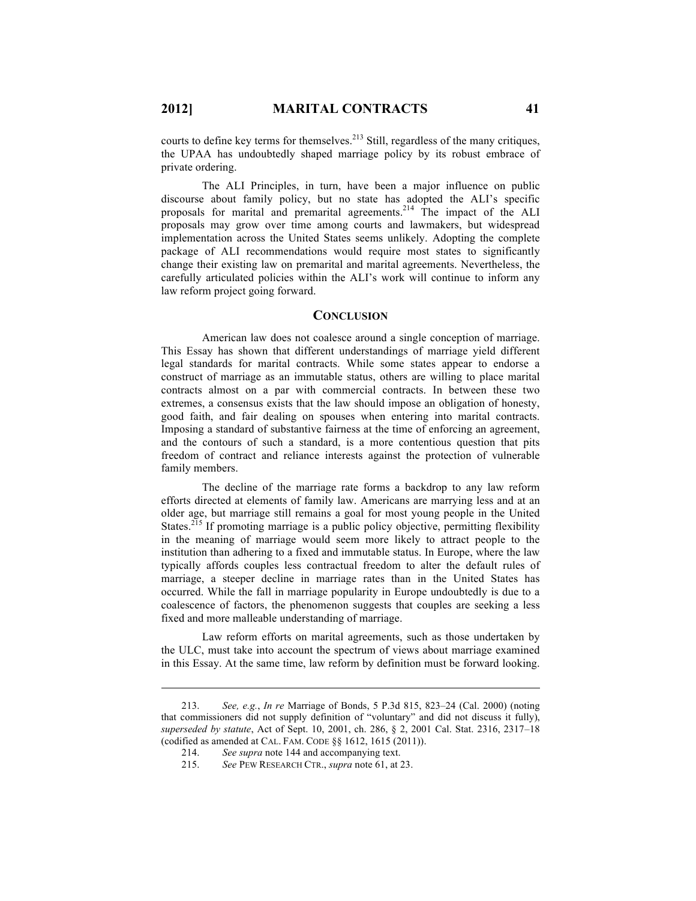courts to define key terms for themselves.[213] Still, regardless of the many critiques, the UPAA has undoubtedly shaped marriage policy by its robust embrace of private ordering.

The ALI Principles, in turn, have been a major influence on public discourse about family policy, but no state has adopted the ALI's specific proposals for marital and premarital agreements.[214] The impact of the ALI proposals may grow over time among courts and lawmakers, but widespread implementation across the United States seems unlikely. Adopting the complete package of ALI recommendations would require most states to significantly change their existing law on premarital and marital agreements. Nevertheless, the carefully articulated policies within the ALI's work will continue to inform any law reform project going forward.

## CONCLUSION

American law does not coalesce around a single conception of marriage. This Essay has shown that different understandings of marriage yield different legal standards for marital contracts. While some states appear to endorse a construct of marriage as an immutable status, others are willing to place marital contracts almost on a par with commercial contracts. In between these two extremes, a consensus exists that the law should impose an obligation of honesty, good faith, and fair dealing on spouses when entering into marital contracts. Imposing a standard of substantive fairness at the time of enforcing an agreement, and the contours of such a standard, is a more contentious question that pits freedom of contract and reliance interests against the protection of vulnerable family members.

The decline of the marriage rate forms a backdrop to any law reform efforts directed at elements of family law. Americans are marrying less and at an older age, but marriage still remains a goal for most young people in the United States.[215] If promoting marriage is a public policy objective, permitting flexibility in the meaning of marriage would seem more likely to attract people to the institution than adhering to a fixed and immutable status. In Europe, where the law typically affords couples less contractual freedom to alter the default rules of marriage, a steeper decline in marriage rates than in the United States has occurred. While the fall in marriage popularity in Europe undoubtedly is due to a coalescence of factors, the phenomenon suggests that couples are seeking a less fixed and more malleable understanding of marriage.

Law reform efforts on marital agreements, such as those undertaken by the ULC, must take into account the spectrum of views about marriage examined in this Essay. At the same time, law reform by definition must be forward looking.

---

213. *See, e.g.*, *In re* Marriage of Bonds, 5 P.3d 815, 823–24 (Cal. 2000) (noting that commissioners did not supply definition of "voluntary" and did not discuss it fully), *superseded by statute*, Act of Sept. 10, 2001, ch. 286, § 2, 2001 Cal. Stat. 2316, 2317–18 (codified as amended at CAL. FAM. CODE §§ 1612, 1615 (2011)).

214. *See supra* note 144 and accompanying text.

215. *See* PEW RESEARCH CTR., *supra* note 61, at 23.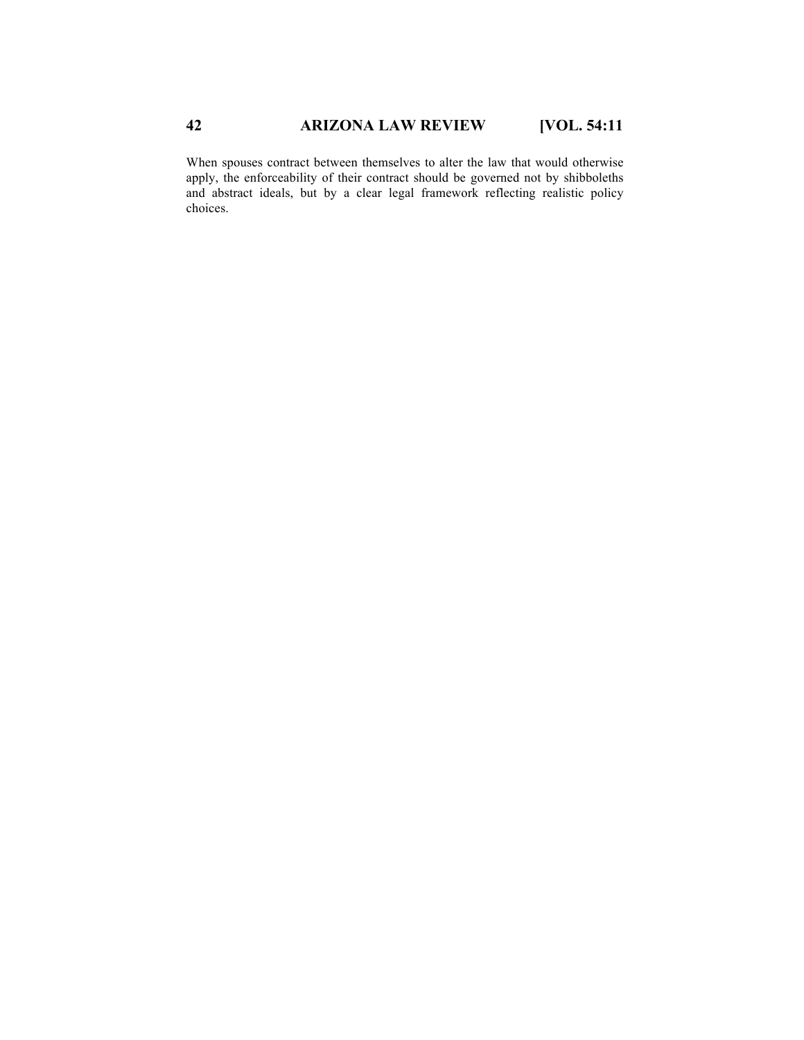When spouses contract between themselves to alter the law that would otherwise apply, the enforceability of their contract should be governed not by shibboleths and abstract ideals, but by a clear legal framework reflecting realistic policy choices.